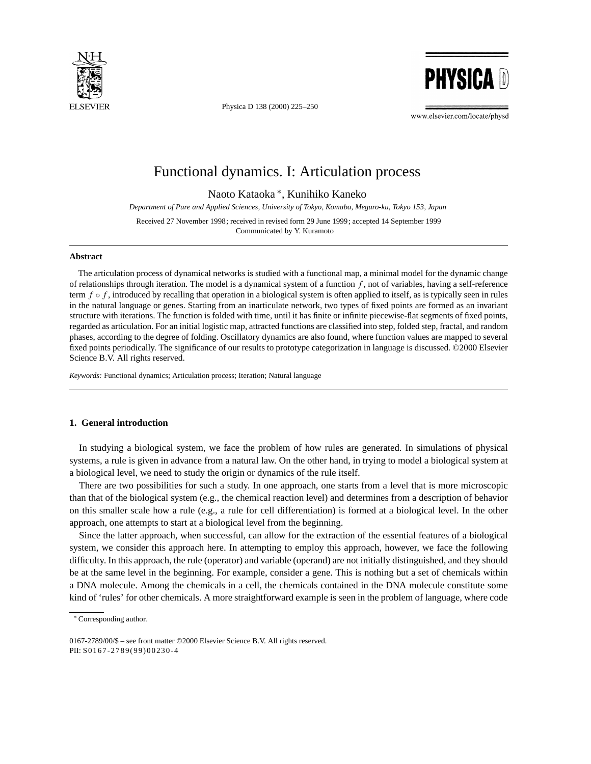# Functional dynamics. I: Articulation process

Naoto Kataoka [*], Kunihiko Kaneko

*Department of Pure and Applied Sciences, University of Tokyo, Komaba, Meguro-ku, Tokyo 153, Japan*

Received 27 November 1998; received in revised form 29 June 1999; accepted 14 September 1999
Communicated by Y. Kuramoto

## Abstract

The articulation process of dynamical networks is studied with a functional map, a minimal model for the dynamic change of relationships through iteration. The model is a dynamical system of a function $f$, not of variables, having a self-reference term $f \circ f$, introduced by recalling that operation in a biological system is often applied to itself, as is typically seen in rules in the natural language or genes. Starting from an inarticulate network, two types of fixed points are formed as an invariant structure with iterations. The function is folded with time, until it has finite or infinite piecewise-flat segments of fixed points, regarded as articulation. For an initial logistic map, attracted functions are classified into step, folded step, fractal, and random phases, according to the degree of folding. Oscillatory dynamics are also found, where function values are mapped to several fixed points periodically. The significance of our results to prototype categorization in language is discussed. ©2000 Elsevier Science B.V. All rights reserved.

*Keywords:* Functional dynamics; Articulation process; Iteration; Natural language

## 1. General introduction

In studying a biological system, we face the problem of how rules are generated. In simulations of physical systems, a rule is given in advance from a natural law. On the other hand, in trying to model a biological system at a biological level, we need to study the origin or dynamics of the rule itself.

There are two possibilities for such a study. In one approach, one starts from a level that is more microscopic than that of the biological system (e.g., the chemical reaction level) and determines from a description of behavior on this smaller scale how a rule (e.g., a rule for cell differentiation) is formed at a biological level. In the other approach, one attempts to start at a biological level from the beginning.

Since the latter approach, when successful, can allow for the extraction of the essential features of a biological system, we consider this approach here. In attempting to employ this approach, however, we face the following difficulty. In this approach, the rule (operator) and variable (operand) are not initially distinguished, and they should be at the same level in the beginning. For example, consider a gene. This is nothing but a set of chemicals within a DNA molecule. Among the chemicals in a cell, the chemicals contained in the DNA molecule constitute some kind of 'rules' for other chemicals. A more straightforward example is seen in the problem of language, where code

[*] Corresponding author.

0167-2789/00/$ – see front matter ©2000 Elsevier Science B.V. All rights reserved.
PII: S0167-2789(99)00230-4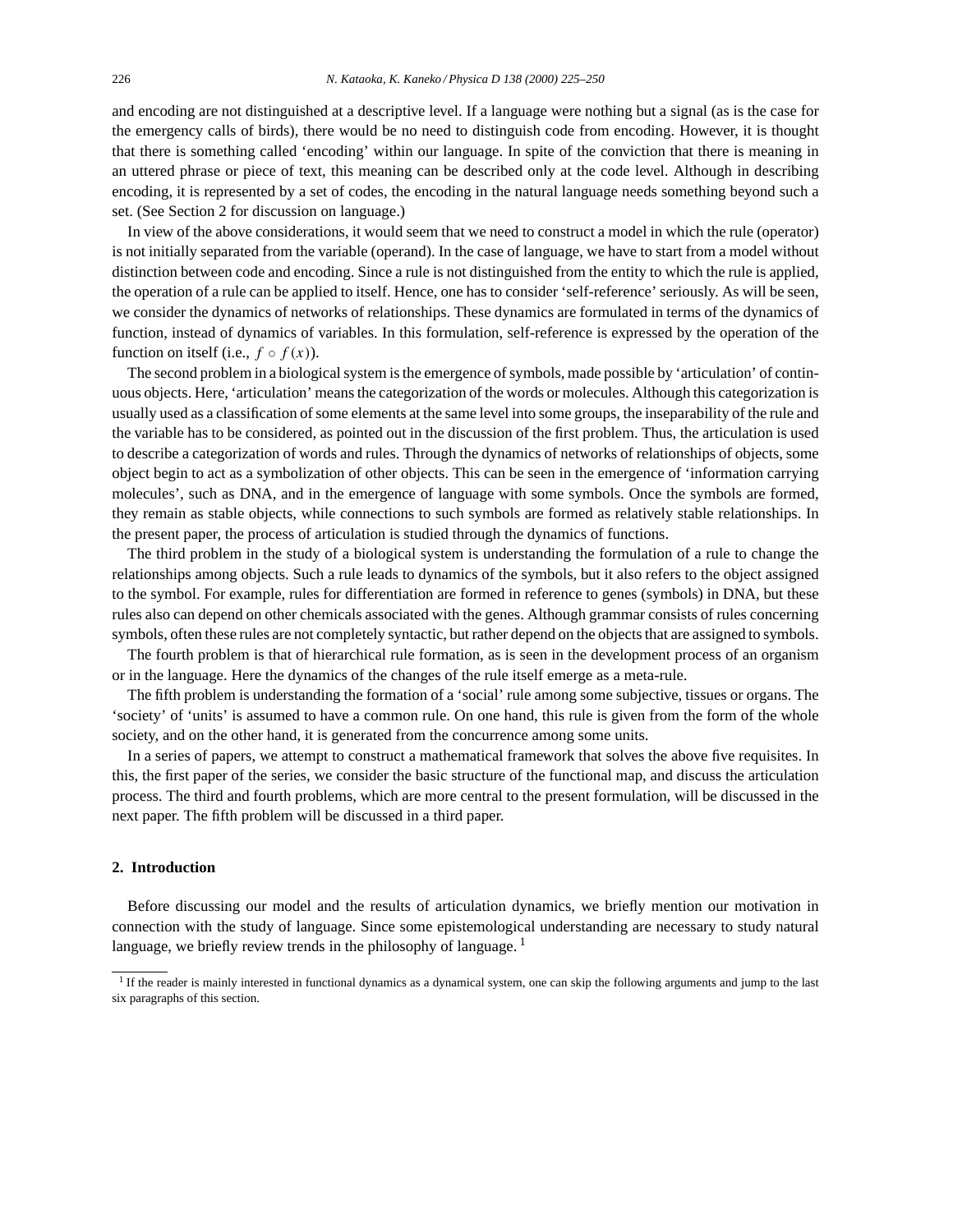and encoding are not distinguished at a descriptive level. If a language were nothing but a signal (as is the case for the emergency calls of birds), there would be no need to distinguish code from encoding. However, it is thought that there is something called 'encoding' within our language. In spite of the conviction that there is meaning in an uttered phrase or piece of text, this meaning can be described only at the code level. Although in describing encoding, it is represented by a set of codes, the encoding in the natural language needs something beyond such a set. (See Section 2 for discussion on language.)

In view of the above considerations, it would seem that we need to construct a model in which the rule (operator) is not initially separated from the variable (operand). In the case of language, we have to start from a model without distinction between code and encoding. Since a rule is not distinguished from the entity to which the rule is applied, the operation of a rule can be applied to itself. Hence, one has to consider 'self-reference' seriously. As will be seen, we consider the dynamics of networks of relationships. These dynamics are formulated in terms of the dynamics of function, instead of dynamics of variables. In this formulation, self-reference is expressed by the operation of the function on itself (i.e., $f \circ f(x)$).

The second problem in a biological system is the emergence of symbols, made possible by 'articulation' of continuous objects. Here, 'articulation' means the categorization of the words or molecules. Although this categorization is usually used as a classification of some elements at the same level into some groups, the inseparability of the rule and the variable has to be considered, as pointed out in the discussion of the first problem. Thus, the articulation is used to describe a categorization of words and rules. Through the dynamics of networks of relationships of objects, some object begin to act as a symbolization of other objects. This can be seen in the emergence of 'information carrying molecules', such as DNA, and in the emergence of language with some symbols. Once the symbols are formed, they remain as stable objects, while connections to such symbols are formed as relatively stable relationships. In the present paper, the process of articulation is studied through the dynamics of functions.

The third problem in the study of a biological system is understanding the formulation of a rule to change the relationships among objects. Such a rule leads to dynamics of the symbols, but it also refers to the object assigned to the symbol. For example, rules for differentiation are formed in reference to genes (symbols) in DNA, but these rules also can depend on other chemicals associated with the genes. Although grammar consists of rules concerning symbols, often these rules are not completely syntactic, but rather depend on the objects that are assigned to symbols.

The fourth problem is that of hierarchical rule formation, as is seen in the development process of an organism or in the language. Here the dynamics of the changes of the rule itself emerge as a meta-rule.

The fifth problem is understanding the formation of a 'social' rule among some subjective, tissues or organs. The 'society' of 'units' is assumed to have a common rule. On one hand, this rule is given from the form of the whole society, and on the other hand, it is generated from the concurrence among some units.

In a series of papers, we attempt to construct a mathematical framework that solves the above five requisites. In this, the first paper of the series, we consider the basic structure of the functional map, and discuss the articulation process. The third and fourth problems, which are more central to the present formulation, will be discussed in the next paper. The fifth problem will be discussed in a third paper.

## 2. Introduction

Before discussing our model and the results of articulation dynamics, we briefly mention our motivation in connection with the study of language. Since some epistemological understanding are necessary to study natural language, we briefly review trends in the philosophy of language. [1]

[1] If the reader is mainly interested in functional dynamics as a dynamical system, one can skip the following arguments and jump to the last six paragraphs of this section.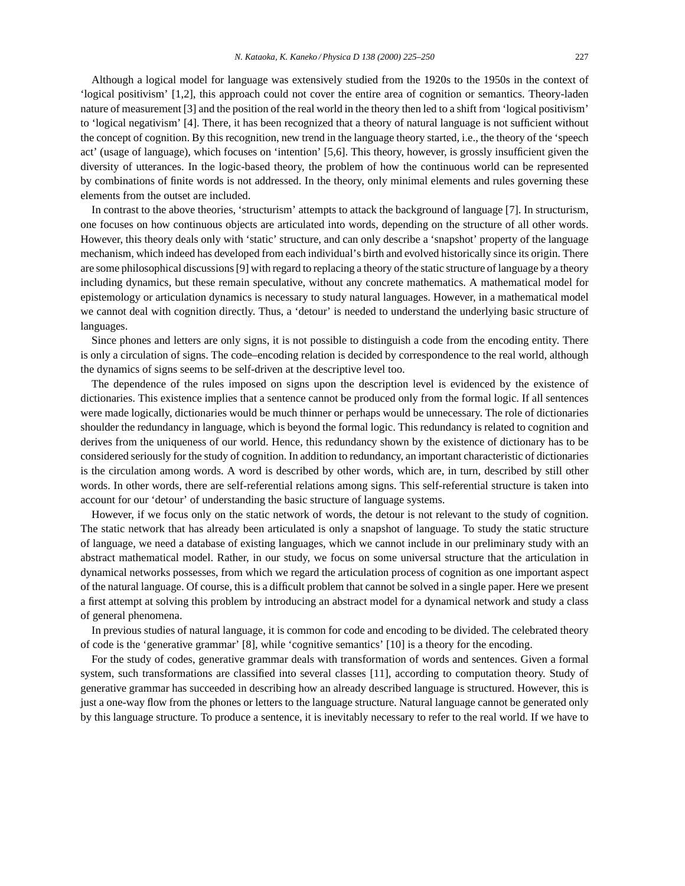Although a logical model for language was extensively studied from the 1920s to the 1950s in the context of 'logical positivism' [1,2], this approach could not cover the entire area of cognition or semantics. Theory-laden nature of measurement [3] and the position of the real world in the theory then led to a shift from 'logical positivism' to 'logical negativism' [4]. There, it has been recognized that a theory of natural language is not sufficient without the concept of cognition. By this recognition, new trend in the language theory started, i.e., the theory of the 'speech act' (usage of language), which focuses on 'intention' [5,6]. This theory, however, is grossly insufficient given the diversity of utterances. In the logic-based theory, the problem of how the continuous world can be represented by combinations of finite words is not addressed. In the theory, only minimal elements and rules governing these elements from the outset are included.

In contrast to the above theories, 'structurism' attempts to attack the background of language [7]. In structurism, one focuses on how continuous objects are articulated into words, depending on the structure of all other words. However, this theory deals only with 'static' structure, and can only describe a 'snapshot' property of the language mechanism, which indeed has developed from each individual's birth and evolved historically since its origin. There are some philosophical discussions [9] with regard to replacing a theory of the static structure of language by a theory including dynamics, but these remain speculative, without any concrete mathematics. A mathematical model for epistemology or articulation dynamics is necessary to study natural languages. However, in a mathematical model we cannot deal with cognition directly. Thus, a 'detour' is needed to understand the underlying basic structure of languages.

Since phones and letters are only signs, it is not possible to distinguish a code from the encoding entity. There is only a circulation of signs. The code–encoding relation is decided by correspondence to the real world, although the dynamics of signs seems to be self-driven at the descriptive level too.

The dependence of the rules imposed on signs upon the description level is evidenced by the existence of dictionaries. This existence implies that a sentence cannot be produced only from the formal logic. If all sentences were made logically, dictionaries would be much thinner or perhaps would be unnecessary. The role of dictionaries shoulder the redundancy in language, which is beyond the formal logic. This redundancy is related to cognition and derives from the uniqueness of our world. Hence, this redundancy shown by the existence of dictionary has to be considered seriously for the study of cognition. In addition to redundancy, an important characteristic of dictionaries is the circulation among words. A word is described by other words, which are, in turn, described by still other words. In other words, there are self-referential relations among signs. This self-referential structure is taken into account for our 'detour' of understanding the basic structure of language systems.

However, if we focus only on the static network of words, the detour is not relevant to the study of cognition. The static network that has already been articulated is only a snapshot of language. To study the static structure of language, we need a database of existing languages, which we cannot include in our preliminary study with an abstract mathematical model. Rather, in our study, we focus on some universal structure that the articulation in dynamical networks possesses, from which we regard the articulation process of cognition as one important aspect of the natural language. Of course, this is a difficult problem that cannot be solved in a single paper. Here we present a first attempt at solving this problem by introducing an abstract model for a dynamical network and study a class of general phenomena.

In previous studies of natural language, it is common for code and encoding to be divided. The celebrated theory of code is the 'generative grammar' [8], while 'cognitive semantics' [10] is a theory for the encoding.

For the study of codes, generative grammar deals with transformation of words and sentences. Given a formal system, such transformations are classified into several classes [11], according to computation theory. Study of generative grammar has succeeded in describing how an already described language is structured. However, this is just a one-way flow from the phones or letters to the language structure. Natural language cannot be generated only by this language structure. To produce a sentence, it is inevitably necessary to refer to the real world. If we have to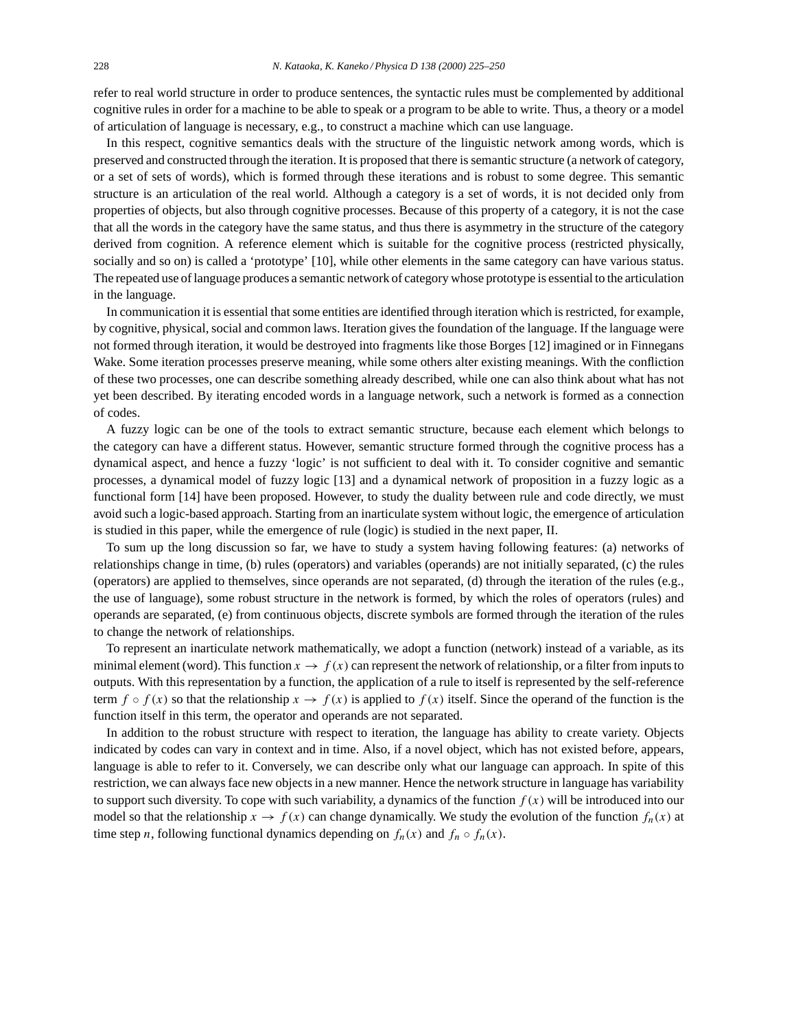refer to real world structure in order to produce sentences, the syntactic rules must be complemented by additional cognitive rules in order for a machine to be able to speak or a program to be able to write. Thus, a theory or a model of articulation of language is necessary, e.g., to construct a machine which can use language.

In this respect, cognitive semantics deals with the structure of the linguistic network among words, which is preserved and constructed through the iteration. It is proposed that there is semantic structure (a network of category, or a set of sets of words), which is formed through these iterations and is robust to some degree. This semantic structure is an articulation of the real world. Although a category is a set of words, it is not decided only from properties of objects, but also through cognitive processes. Because of this property of a category, it is not the case that all the words in the category have the same status, and thus there is asymmetry in the structure of the category derived from cognition. A reference element which is suitable for the cognitive process (restricted physically, socially and so on) is called a 'prototype' [10], while other elements in the same category can have various status. The repeated use of language produces a semantic network of category whose prototype is essential to the articulation in the language.

In communication it is essential that some entities are identified through iteration which is restricted, for example, by cognitive, physical, social and common laws. Iteration gives the foundation of the language. If the language were not formed through iteration, it would be destroyed into fragments like those Borges [12] imagined or in Finnegans Wake. Some iteration processes preserve meaning, while some others alter existing meanings. With the confliction of these two processes, one can describe something already described, while one can also think about what has not yet been described. By iterating encoded words in a language network, such a network is formed as a connection of codes.

A fuzzy logic can be one of the tools to extract semantic structure, because each element which belongs to the category can have a different status. However, semantic structure formed through the cognitive process has a dynamical aspect, and hence a fuzzy 'logic' is not sufficient to deal with it. To consider cognitive and semantic processes, a dynamical model of fuzzy logic [13] and a dynamical network of proposition in a fuzzy logic as a functional form [14] have been proposed. However, to study the duality between rule and code directly, we must avoid such a logic-based approach. Starting from an inarticulate system without logic, the emergence of articulation is studied in this paper, while the emergence of rule (logic) is studied in the next paper, II.

To sum up the long discussion so far, we have to study a system having following features: (a) networks of relationships change in time, (b) rules (operators) and variables (operands) are not initially separated, (c) the rules (operators) are applied to themselves, since operands are not separated, (d) through the iteration of the rules (e.g., the use of language), some robust structure in the network is formed, by which the roles of operators (rules) and operands are separated, (e) from continuous objects, discrete symbols are formed through the iteration of the rules to change the network of relationships.

To represent an inarticulate network mathematically, we adopt a function (network) instead of a variable, as its minimal element (word). This function $x \to f(x)$ can represent the network of relationship, or a filter from inputs to outputs. With this representation by a function, the application of a rule to itself is represented by the self-reference term $f \circ f(x)$ so that the relationship $x \to f(x)$ is applied to $f(x)$ itself. Since the operand of the function is the function itself in this term, the operator and operands are not separated.

In addition to the robust structure with respect to iteration, the language has ability to create variety. Objects indicated by codes can vary in context and in time. Also, if a novel object, which has not existed before, appears, language is able to refer to it. Conversely, we can describe only what our language can approach. In spite of this restriction, we can always face new objects in a new manner. Hence the network structure in language has variability to support such diversity. To cope with such variability, a dynamics of the function $f(x)$ will be introduced into our model so that the relationship $x \to f(x)$ can change dynamically. We study the evolution of the function $f_n(x)$ at time step $n$, following functional dynamics depending on $f_n(x)$ and $f_n \circ f_n(x)$.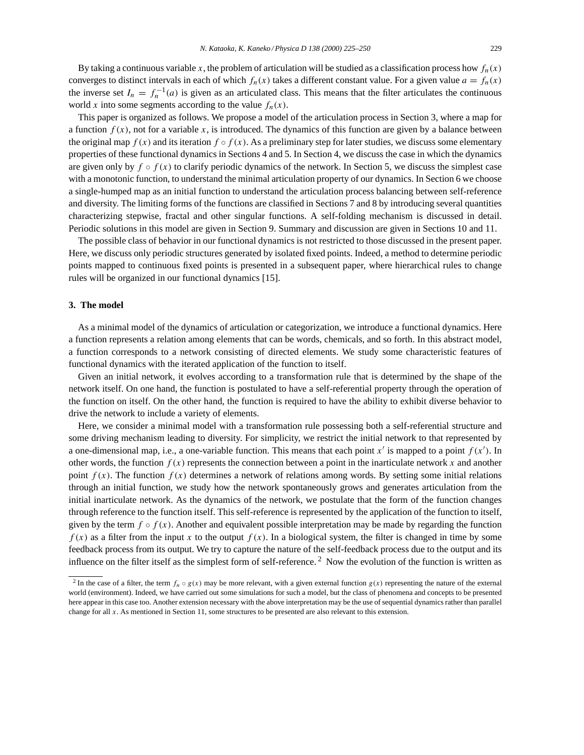By taking a continuous variable $x$, the problem of articulation will be studied as a classification process how $f_n(x)$ converges to distinct intervals in each of which $f_n(x)$ takes a different constant value. For a given value $a = f_n(x)$ the inverse set $I_n = f_n^{-1}(a)$ is given as an articulated class. This means that the filter articulates the continuous world $x$ into some segments according to the value $f_n(x)$.

This paper is organized as follows. We propose a model of the articulation process in Section 3, where a map for a function $f(x)$, not for a variable $x$, is introduced. The dynamics of this function are given by a balance between the original map $f(x)$ and its iteration $f \circ f(x)$. As a preliminary step for later studies, we discuss some elementary properties of these functional dynamics in Sections 4 and 5. In Section 4, we discuss the case in which the dynamics are given only by $f \circ f(x)$ to clarify periodic dynamics of the network. In Section 5, we discuss the simplest case with a monotonic function, to understand the minimal articulation property of our dynamics. In Section 6 we choose a single-humped map as an initial function to understand the articulation process balancing between self-reference and diversity. The limiting forms of the functions are classified in Sections 7 and 8 by introducing several quantities characterizing stepwise, fractal and other singular functions. A self-folding mechanism is discussed in detail. Periodic solutions in this model are given in Section 9. Summary and discussion are given in Sections 10 and 11.

The possible class of behavior in our functional dynamics is not restricted to those discussed in the present paper. Here, we discuss only periodic structures generated by isolated fixed points. Indeed, a method to determine periodic points mapped to continuous fixed points is presented in a subsequent paper, where hierarchical rules to change rules will be organized in our functional dynamics [15].

## 3. The model

As a minimal model of the dynamics of articulation or categorization, we introduce a functional dynamics. Here a function represents a relation among elements that can be words, chemicals, and so forth. In this abstract model, a function corresponds to a network consisting of directed elements. We study some characteristic features of functional dynamics with the iterated application of the function to itself.

Given an initial network, it evolves according to a transformation rule that is determined by the shape of the network itself. On one hand, the function is postulated to have a self-referential property through the operation of the function on itself. On the other hand, the function is required to have the ability to exhibit diverse behavior to drive the network to include a variety of elements.

Here, we consider a minimal model with a transformation rule possessing both a self-referential structure and some driving mechanism leading to diversity. For simplicity, we restrict the initial network to that represented by a one-dimensional map, i.e., a one-variable function. This means that each point $x'$ is mapped to a point $f(x')$. In other words, the function $f(x)$ represents the connection between a point in the inarticulate network $x$ and another point $f(x)$. The function $f(x)$ determines a network of relations among words. By setting some initial relations through an initial function, we study how the network spontaneously grows and generates articulation from the initial inarticulate network. As the dynamics of the network, we postulate that the form of the function changes through reference to the function itself. This self-reference is represented by the application of the function to itself, given by the term $f \circ f(x)$. Another and equivalent possible interpretation may be made by regarding the function $f(x)$ as a filter from the input $x$ to the output $f(x)$. In a biological system, the filter is changed in time by some feedback process from its output. We try to capture the nature of the self-feedback process due to the output and its influence on the filter itself as the simplest form of self-reference. [2] Now the evolution of the function is written as

[2] In the case of a filter, the term $f_n \circ g(x)$ may be more relevant, with a given external function $g(x)$ representing the nature of the external world (environment). Indeed, we have carried out some simulations for such a model, but the class of phenomena and concepts to be presented here appear in this case too. Another extension necessary with the above interpretation may be the use of sequential dynamics rather than parallel change for all $x$. As mentioned in Section 11, some structures to be presented are also relevant to this extension.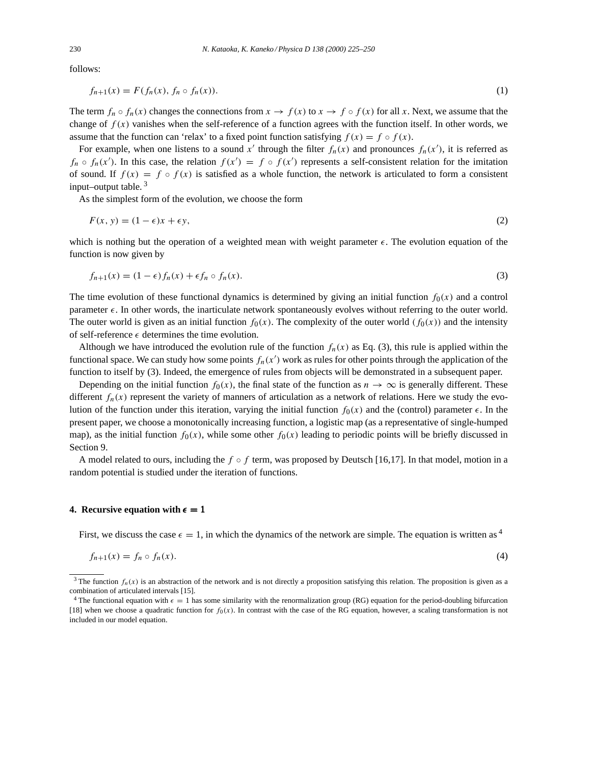follows:

$$f_{n+1}(x) = F(f_n(x), f_n \circ f_n(x)). \tag{1}$$

The term $f_n \circ f_n(x)$ changes the connections from $x \to f(x)$ to $x \to f \circ f(x)$ for all $x$. Next, we assume that the change of $f(x)$ vanishes when the self-reference of a function agrees with the function itself. In other words, we assume that the function can 'relax' to a fixed point function satisfying $f(x) = f \circ f(x)$.

For example, when one listens to a sound $x'$ through the filter $f_n(x)$ and pronounces $f_n(x')$, it is referred as $f_n \circ f_n(x')$. In this case, the relation $f(x') = f \circ f(x')$ represents a self-consistent relation for the imitation of sound. If $f(x) = f \circ f(x)$ is satisfied as a whole function, the network is articulated to form a consistent input–output table. [3]

As the simplest form of the evolution, we choose the form

$$F(x, y) = (1 - \epsilon)x + \epsilon y, \tag{2}$$

which is nothing but the operation of a weighted mean with weight parameter $\epsilon$. The evolution equation of the function is now given by

$$f_{n+1}(x) = (1 - \epsilon) f_n(x) + \epsilon f_n \circ f_n(x). \tag{3}$$

The time evolution of these functional dynamics is determined by giving an initial function $f_0(x)$ and a control parameter $\epsilon$. In other words, the inarticulate network spontaneously evolves without referring to the outer world. The outer world is given as an initial function $f_0(x)$. The complexity of the outer world $(f_0(x))$ and the intensity of self-reference $\epsilon$ determines the time evolution.

Although we have introduced the evolution rule of the function $f_n(x)$ as Eq. (3), this rule is applied within the functional space. We can study how some points $f_n(x')$ work as rules for other points through the application of the function to itself by (3). Indeed, the emergence of rules from objects will be demonstrated in a subsequent paper.

Depending on the initial function $f_0(x)$, the final state of the function as $n \to \infty$ is generally different. These different $f_n(x)$ represent the variety of manners of articulation as a network of relations. Here we study the evolution of the function under this iteration, varying the initial function $f_0(x)$ and the (control) parameter $\epsilon$. In the present paper, we choose a monotonically increasing function, a logistic map (as a representative of single-humped map), as the initial function $f_0(x)$, while some other $f_0(x)$ leading to periodic points will be briefly discussed in Section 9.

A model related to ours, including the $f \circ f$ term, was proposed by Deutsch [16,17]. In that model, motion in a random potential is studied under the iteration of functions.

## 4. Recursive equation with $\epsilon = 1$

First, we discuss the case $\epsilon = 1$, in which the dynamics of the network are simple. The equation is written as [4]

$$f_{n+1}(x) = f_n \circ f_n(x). \tag{4}$$

---

[3] The function $f_n(x)$ is an abstraction of the network and is not directly a proposition satisfying this relation. The proposition is given as a combination of articulated intervals [15].

[4] The functional equation with $\epsilon = 1$ has some similarity with the renormalization group (RG) equation for the period-doubling bifurcation [18] when we choose a quadratic function for $f_0(x)$. In contrast with the case of the RG equation, however, a scaling transformation is not included in our model equation.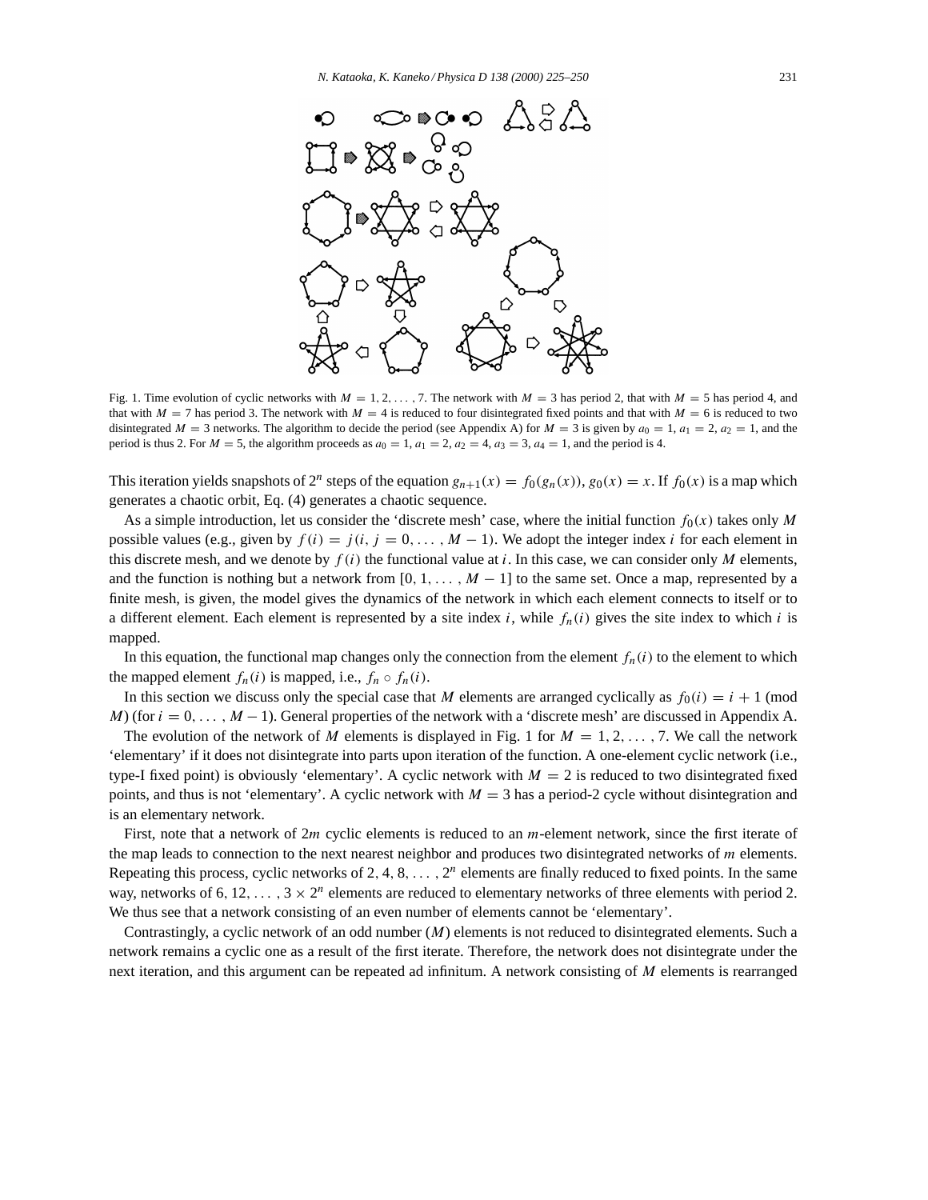Fig. 1. Time evolution of cyclic networks with $M = 1, 2, \ldots, 7$. The network with $M = 3$ has period 2, that with $M = 5$ has period 4, and that with $M = 7$ has period 3. The network with $M = 4$ is reduced to four disintegrated fixed points and that with $M = 6$ is reduced to two disintegrated $M = 3$ networks. The algorithm to decide the period (see Appendix A) for $M = 3$ is given by $a_0 = 1$, $a_1 = 2$, $a_2 = 1$, and the period is thus 2. For $M = 5$, the algorithm proceeds as $a_0 = 1$, $a_1 = 2$, $a_2 = 4$, $a_3 = 3$, $a_4 = 1$, and the period is 4.

This iteration yields snapshots of $2^n$ steps of the equation $g_{n+1}(x) = f_0(g_n(x))$, $g_0(x) = x$. If $f_0(x)$ is a map which generates a chaotic orbit, Eq. (4) generates a chaotic sequence.

As a simple introduction, let us consider the 'discrete mesh' case, where the initial function $f_0(x)$ takes only $M$ possible values (e.g., given by $f(i) = j(i, j = 0, \ldots, M-1)$. We adopt the integer index $i$ for each element in this discrete mesh, and we denote by $f(i)$ the functional value at $i$. In this case, we can consider only $M$ elements, and the function is nothing but a network from $[0, 1, \ldots, M-1]$ to the same set. Once a map, represented by a finite mesh, is given, the model gives the dynamics of the network in which each element connects to itself or to a different element. Each element is represented by a site index $i$, while $f_n(i)$ gives the site index to which $i$ is mapped.

In this equation, the functional map changes only the connection from the element $f_n(i)$ to the element to which the mapped element $f_n(i)$ is mapped, i.e., $f_n \circ f_n(i)$.

In this section we discuss only the special case that $M$ elements are arranged cyclically as $f_0(i) = i + 1$ (mod $M$) (for $i = 0, \ldots, M-1$). General properties of the network with a 'discrete mesh' are discussed in Appendix A.

The evolution of the network of $M$ elements is displayed in Fig. 1 for $M = 1, 2, \ldots, 7$. We call the network 'elementary' if it does not disintegrate into parts upon iteration of the function. A one-element cyclic network (i.e., type-I fixed point) is obviously 'elementary'. A cyclic network with $M = 2$ is reduced to two disintegrated fixed points, and thus is not 'elementary'. A cyclic network with $M = 3$ has a period-2 cycle without disintegration and is an elementary network.

First, note that a network of $2m$ cyclic elements is reduced to an $m$-element network, since the first iterate of the map leads to connection to the next nearest neighbor and produces two disintegrated networks of $m$ elements. Repeating this process, cyclic networks of $2, 4, 8, \ldots, 2^n$ elements are finally reduced to fixed points. In the same way, networks of $6, 12, \ldots, 3 \times 2^n$ elements are reduced to elementary networks of three elements with period 2. We thus see that a network consisting of an even number of elements cannot be 'elementary'.

Contrastingly, a cyclic network of an odd number ($M$) elements is not reduced to disintegrated elements. Such a network remains a cyclic one as a result of the first iterate. Therefore, the network does not disintegrate under the next iteration, and this argument can be repeated ad infinitum. A network consisting of $M$ elements is rearranged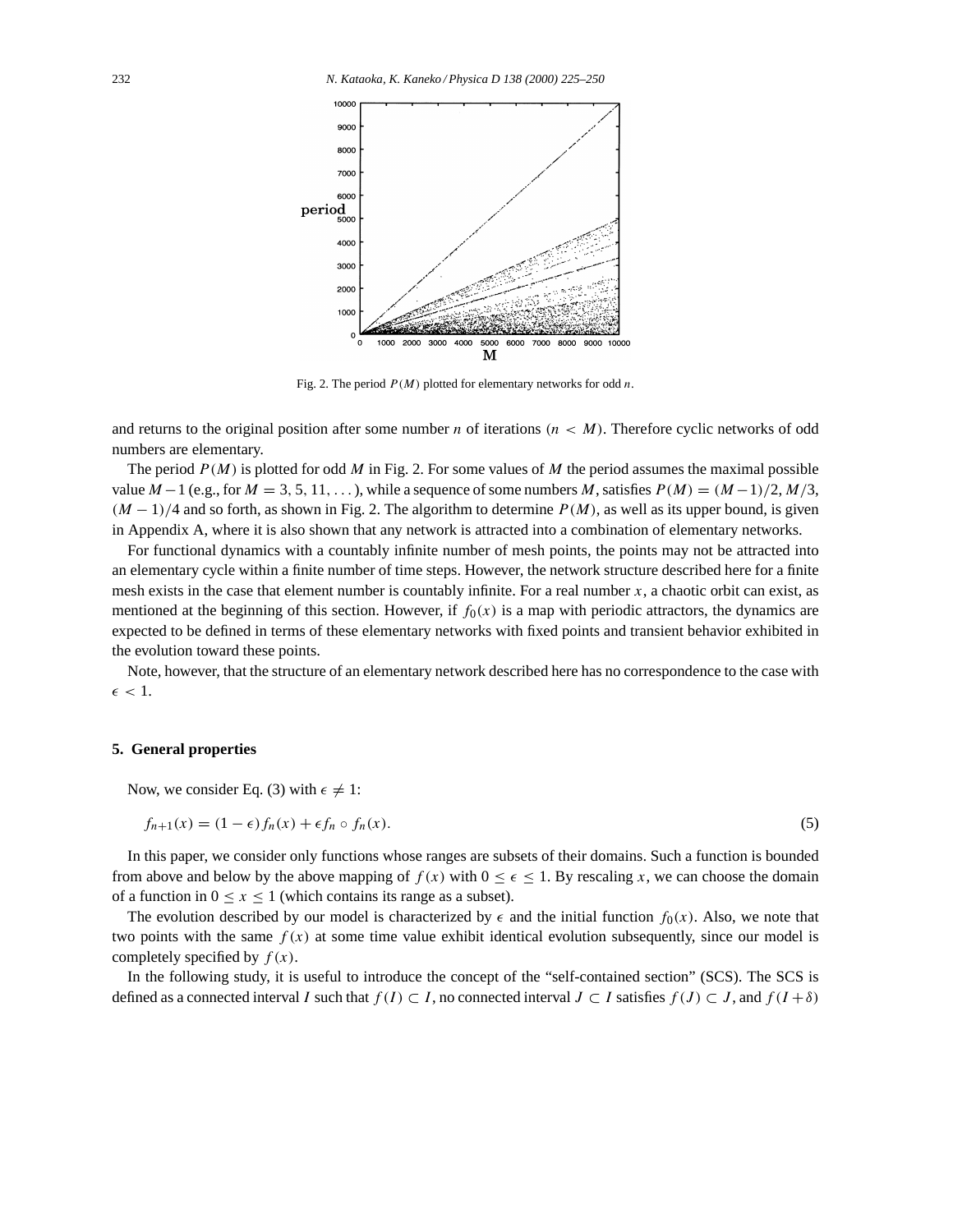10000
9000
8000
7000
6000
period
5000
4000
3000
2000
1000
0
0 1000 2000 3000 4000 5000 6000 7000 8000 9000 10000
M

Fig. 2. The period $P(M)$ plotted for elementary networks for odd $n$.

and returns to the original position after some number $n$ of iterations ($n < M$). Therefore cyclic networks of odd numbers are elementary.

The period $P(M)$ is plotted for odd $M$ in Fig. 2. For some values of $M$ the period assumes the maximal possible value $M-1$ (e.g., for $M = 3, 5, 11, \dots$), while a sequence of some numbers $M$, satisfies $P(M) = (M-1)/2, M/3, (M-1)/4$ and so forth, as shown in Fig. 2. The algorithm to determine $P(M)$, as well as its upper bound, is given in Appendix A, where it is also shown that any network is attracted into a combination of elementary networks.

For functional dynamics with a countably infinite number of mesh points, the points may not be attracted into an elementary cycle within a finite number of time steps. However, the network structure described here for a finite mesh exists in the case that element number is countably infinite. For a real number $x$, a chaotic orbit can exist, as mentioned at the beginning of this section. However, if $f_0(x)$ is a map with periodic attractors, the dynamics are expected to be defined in terms of these elementary networks with fixed points and transient behavior exhibited in the evolution toward these points.

Note, however, that the structure of an elementary network described here has no correspondence to the case with $\epsilon < 1$.

## 5. General properties

Now, we consider Eq. (3) with $\epsilon \neq 1$:

$$f_{n+1}(x) = (1-\epsilon) f_n(x) + \epsilon f_n \circ f_n(x). \tag{5}$$

In this paper, we consider only functions whose ranges are subsets of their domains. Such a function is bounded from above and below by the above mapping of $f(x)$ with $0 \leq \epsilon \leq 1$. By rescaling $x$, we can choose the domain of a function in $0 \leq x \leq 1$ (which contains its range as a subset).

The evolution described by our model is characterized by $\epsilon$ and the initial function $f_0(x)$. Also, we note that two points with the same $f(x)$ at some time value exhibit identical evolution subsequently, since our model is completely specified by $f(x)$.

In the following study, it is useful to introduce the concept of the "self-contained section" (SCS). The SCS is defined as a connected interval $I$ such that $f(I) \subset I$, no connected interval $J \subset I$ satisfies $f(J) \subset J$, and $f(I + \delta)$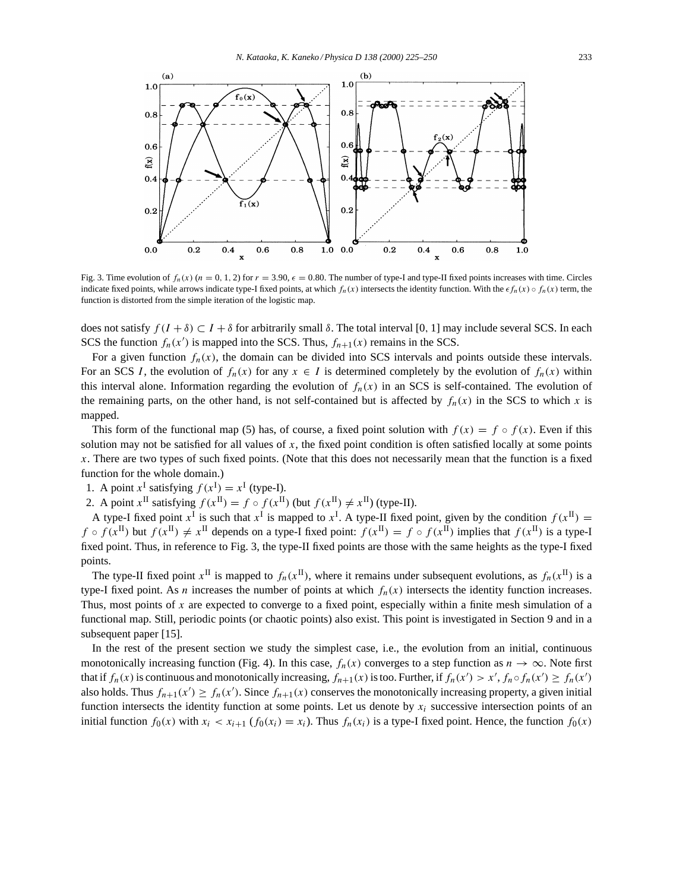Fig. 3. Time evolution of $f_n(x)$ ($n = 0, 1, 2$) for $r = 3.90$, $\epsilon = 0.80$. The number of type-I and type-II fixed points increases with time. Circles indicate fixed points, while arrows indicate type-I fixed points, at which $f_n(x)$ intersects the identity function. With the $\epsilon f_n(x) \circ f_n(x)$ term, the function is distorted from the simple iteration of the logistic map.

does not satisfy $f(I + \delta) \subset I + \delta$ for arbitrarily small $\delta$. The total interval [0, 1] may include several SCS. In each SCS the function $f_n(x')$ is mapped into the SCS. Thus, $f_{n+1}(x)$ remains in the SCS.

For a given function $f_n(x)$, the domain can be divided into SCS intervals and points outside these intervals. For an SCS $I$, the evolution of $f_n(x)$ for any $x \in I$ is determined completely by the evolution of $f_n(x)$ within this interval alone. Information regarding the evolution of $f_n(x)$ in an SCS is self-contained. The evolution of the remaining parts, on the other hand, is not self-contained but is affected by $f_n(x)$ in the SCS to which $x$ is mapped.

This form of the functional map (5) has, of course, a fixed point solution with $f(x) = f \circ f(x)$. Even if this solution may not be satisfied for all values of $x$, the fixed point condition is often satisfied locally at some points $x$. There are two types of such fixed points. (Note that this does not necessarily mean that the function is a fixed function for the whole domain.)

1. A point $x^{\mathrm{I}}$ satisfying $f(x^{\mathrm{I}}) = x^{\mathrm{I}}$ (type-I).
2. A point $x^{\mathrm{II}}$ satisfying $f(x^{\mathrm{II}}) = f \circ f(x^{\mathrm{II}})$ (but $f(x^{\mathrm{II}}) \neq x^{\mathrm{II}}$) (type-II).

A type-I fixed point $x^{\mathrm{I}}$ is such that $x^{\mathrm{I}}$ is mapped to $x^{\mathrm{I}}$. A type-II fixed point, given by the condition $f(x^{\mathrm{II}}) = f \circ f(x^{\mathrm{II}})$ but $f(x^{\mathrm{II}}) \neq x^{\mathrm{II}}$ depends on a type-I fixed point: $f(x^{\mathrm{II}}) = f \circ f(x^{\mathrm{II}})$ implies that $f(x^{\mathrm{II}})$ is a type-I fixed point. Thus, in reference to Fig. 3, the type-II fixed points are those with the same heights as the type-I fixed points.

The type-II fixed point $x^{\mathrm{II}}$ is mapped to $f_n(x^{\mathrm{II}})$, where it remains under subsequent evolutions, as $f_n(x^{\mathrm{II}})$ is a type-I fixed point. As $n$ increases the number of points at which $f_n(x)$ intersects the identity function increases. Thus, most points of $x$ are expected to converge to a fixed point, especially within a finite mesh simulation of a functional map. Still, periodic points (or chaotic points) also exist. This point is investigated in Section 9 and in a subsequent paper [15].

In the rest of the present section we study the simplest case, i.e., the evolution from an initial, continuous monotonically increasing function (Fig. 4). In this case, $f_n(x)$ converges to a step function as $n \to \infty$. Note first that if $f_n(x)$ is continuous and monotonically increasing, $f_{n+1}(x)$ is too. Further, if $f_n(x') > x'$, $f_n \circ f_n(x') \geq f_n(x')$ also holds. Thus $f_{n+1}(x') \geq f_n(x')$. Since $f_{n+1}(x)$ conserves the monotonically increasing property, a given initial function intersects the identity function at some points. Let us denote by $x_i$ successive intersection points of an initial function $f_0(x)$ with $x_i < x_{i+1}$ ($f_0(x_i) = x_i$). Thus $f_n(x_i)$ is a type-I fixed point. Hence, the function $f_0(x)$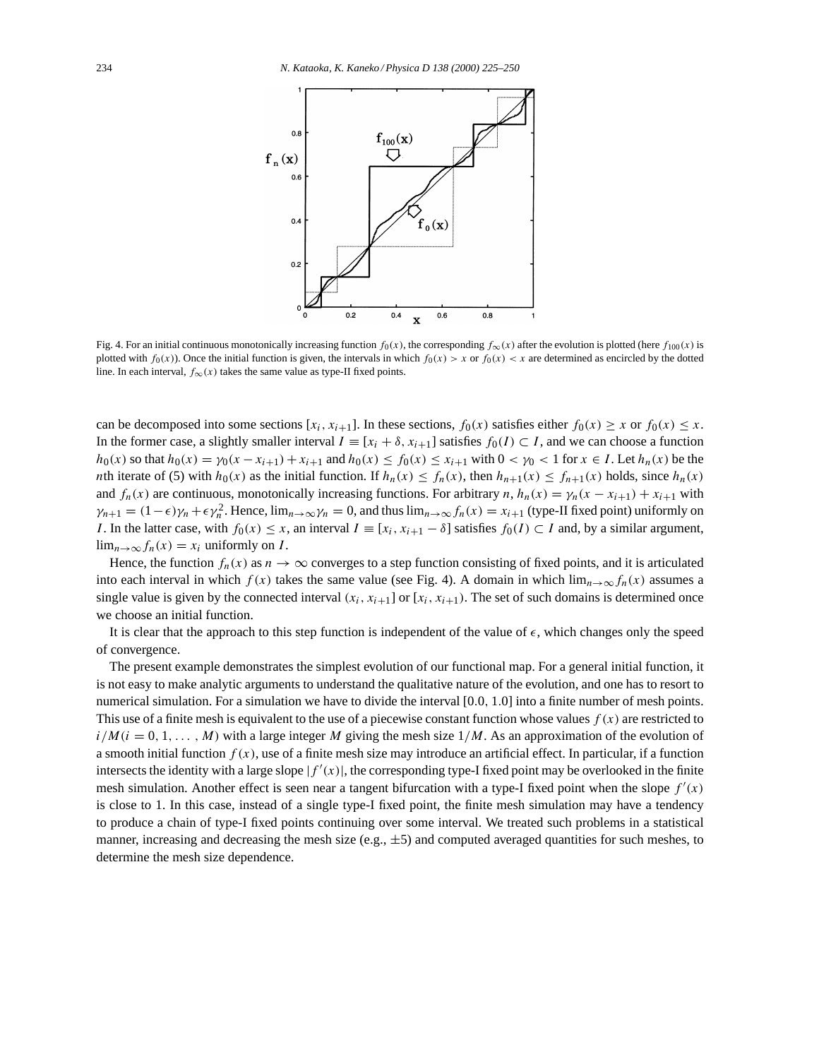f_n (x)

f_100(x)

f_0(x)

x

0 0.2 0.4 0.6 0.8 1

0 0.2 0.4 0.6 0.8 1

Fig. 4. For an initial continuous monotonically increasing function $f_0(x)$, the corresponding $f_\infty(x)$ after the evolution is plotted (here $f_{100}(x)$ is plotted with $f_0(x)$). Once the initial function is given, the intervals in which $f_0(x) > x$ or $f_0(x) < x$ are determined as encircled by the dotted line. In each interval, $f_\infty(x)$ takes the same value as type-II fixed points.

can be decomposed into some sections $[x_i, x_{i+1}]$. In these sections, $f_0(x)$ satisfies either $f_0(x) \geq x$ or $f_0(x) \leq x$. In the former case, a slightly smaller interval $I \equiv [x_i + \delta, x_{i+1}]$ satisfies $f_0(I) \subset I$, and we can choose a function $h_0(x)$ so that $h_0(x) = \gamma_0(x - x_{i+1}) + x_{i+1}$ and $h_0(x) \leq f_0(x) \leq x_{i+1}$ with $0 < \gamma_0 < 1$ for $x \in I$. Let $h_n(x)$ be the $n$th iterate of (5) with $h_0(x)$ as the initial function. If $h_n(x) \leq f_n(x)$, then $h_{n+1}(x) \leq f_{n+1}(x)$ holds, since $h_n(x)$ and $f_n(x)$ are continuous, monotonically increasing functions. For arbitrary $n$, $h_n(x) = \gamma_n(x - x_{i+1}) + x_{i+1}$ with $\gamma_{n+1} = (1-\epsilon)\gamma_n + \epsilon\gamma_n^2$. Hence, $\lim_{n\to\infty}\gamma_n = 0$, and thus $\lim_{n\to\infty} f_n(x) = x_{i+1}$ (type-II fixed point) uniformly on $I$. In the latter case, with $f_0(x) \leq x$, an interval $I \equiv [x_i, x_{i+1} - \delta]$ satisfies $f_0(I) \subset I$ and, by a similar argument, $\lim_{n\to\infty} f_n(x) = x_i$ uniformly on $I$.

Hence, the function $f_n(x)$ as $n \to \infty$ converges to a step function consisting of fixed points, and it is articulated into each interval in which $f(x)$ takes the same value (see Fig. 4). A domain in which $\lim_{n\to\infty} f_n(x)$ assumes a single value is given by the connected interval $(x_i, x_{i+1}]$ or $[x_i, x_{i+1})$. The set of such domains is determined once we choose an initial function.

It is clear that the approach to this step function is independent of the value of $\epsilon$, which changes only the speed of convergence.

The present example demonstrates the simplest evolution of our functional map. For a general initial function, it is not easy to make analytic arguments to understand the qualitative nature of the evolution, and one has to resort to numerical simulation. For a simulation we have to divide the interval [0.0, 1.0] into a finite number of mesh points. This use of a finite mesh is equivalent to the use of a piecewise constant function whose values $f(x)$ are restricted to $i/M (i = 0, 1, \ldots, M)$ with a large integer $M$ giving the mesh size $1/M$. As an approximation of the evolution of a smooth initial function $f(x)$, use of a finite mesh size may introduce an artificial effect. In particular, if a function intersects the identity with a large slope $|f'(x)|$, the corresponding type-I fixed point may be overlooked in the finite mesh simulation. Another effect is seen near a tangent bifurcation with a type-I fixed point when the slope $f'(x)$ is close to 1. In this case, instead of a single type-I fixed point, the finite mesh simulation may have a tendency to produce a chain of type-I fixed points continuing over some interval. We treated such problems in a statistical manner, increasing and decreasing the mesh size (e.g., $\pm 5$) and computed averaged quantities for such meshes, to determine the mesh size dependence.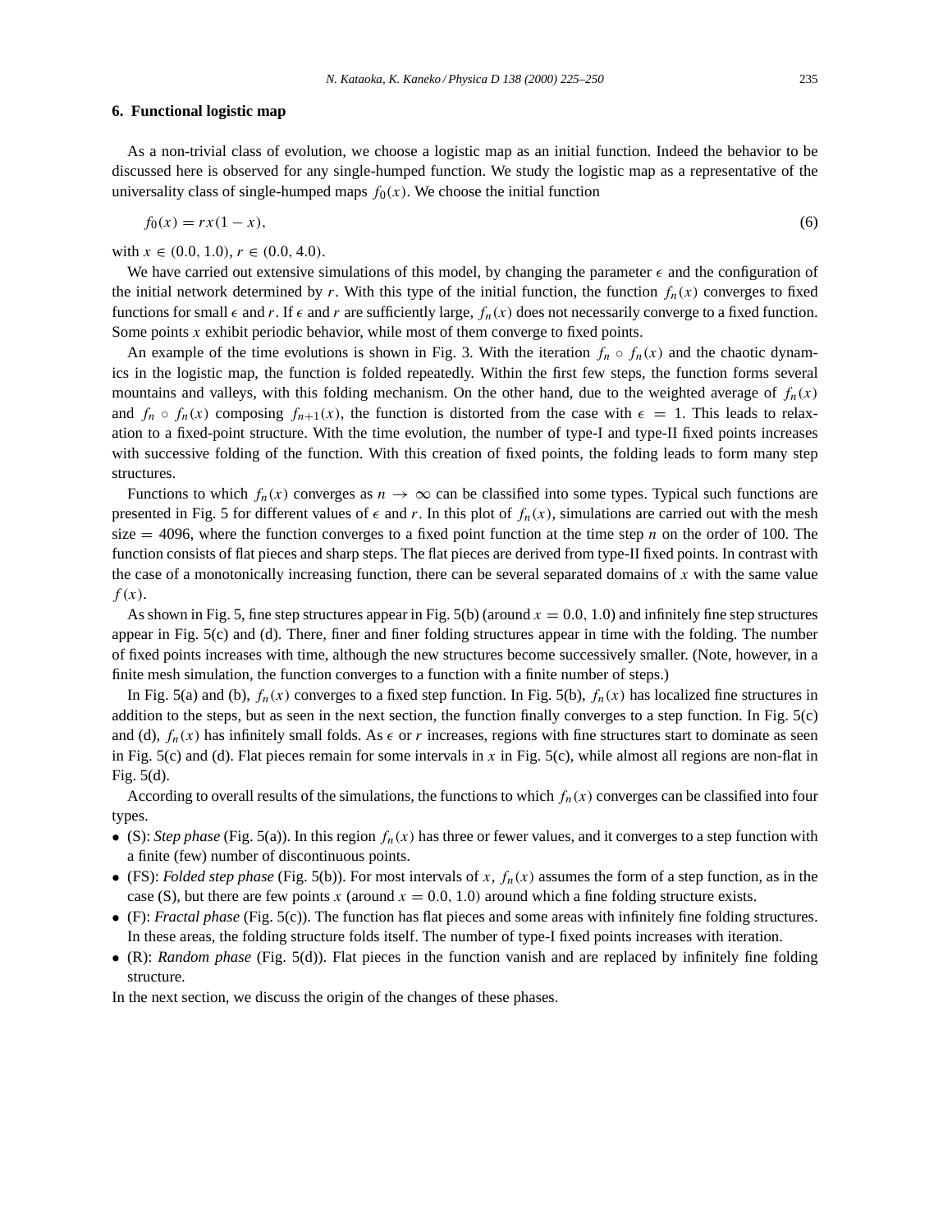## 6. Functional logistic map

As a non-trivial class of evolution, we choose a logistic map as an initial function. Indeed the behavior to be discussed here is observed for any single-humped function. We study the logistic map as a representative of the universality class of single-humped maps $f_0(x)$. We choose the initial function

$$f_0(x) = rx(1-x), \tag{6}$$

with $x \in (0.0, 1.0)$, $r \in (0.0, 4.0)$.

We have carried out extensive simulations of this model, by changing the parameter $\epsilon$ and the configuration of the initial network determined by $r$. With this type of the initial function, the function $f_n(x)$ converges to fixed functions for small $\epsilon$ and $r$. If $\epsilon$ and $r$ are sufficiently large, $f_n(x)$ does not necessarily converge to a fixed function. Some points $x$ exhibit periodic behavior, while most of them converge to fixed points.

An example of the time evolutions is shown in Fig. 3. With the iteration $f_n \circ f_n(x)$ and the chaotic dynamics in the logistic map, the function is folded repeatedly. Within the first few steps, the function forms several mountains and valleys, with this folding mechanism. On the other hand, due to the weighted average of $f_n(x)$ and $f_n \circ f_n(x)$ composing $f_{n+1}(x)$, the function is distorted from the case with $\epsilon = 1$. This leads to relaxation to a fixed-point structure. With the time evolution, the number of type-I and type-II fixed points increases with successive folding of the function. With this creation of fixed points, the folding leads to form many step structures.

Functions to which $f_n(x)$ converges as $n \to \infty$ can be classified into some types. Typical such functions are presented in Fig. 5 for different values of $\epsilon$ and $r$. In this plot of $f_n(x)$, simulations are carried out with the mesh size = 4096, where the function converges to a fixed point function at the time step $n$ on the order of 100. The function consists of flat pieces and sharp steps. The flat pieces are derived from type-II fixed points. In contrast with the case of a monotonically increasing function, there can be several separated domains of $x$ with the same value $f(x)$.

As shown in Fig. 5, fine step structures appear in Fig. 5(b) (around $x = 0.0, 1.0$) and infinitely fine step structures appear in Fig. 5(c) and (d). There, finer and finer folding structures appear in time with the folding. The number of fixed points increases with time, although the new structures become successively smaller. (Note, however, in a finite mesh simulation, the function converges to a function with a finite number of steps.)

In Fig. 5(a) and (b), $f_n(x)$ converges to a fixed step function. In Fig. 5(b), $f_n(x)$ has localized fine structures in addition to the steps, but as seen in the next section, the function finally converges to a step function. In Fig. 5(c) and (d), $f_n(x)$ has infinitely small folds. As $\epsilon$ or $r$ increases, regions with fine structures start to dominate as seen in Fig. 5(c) and (d). Flat pieces remain for some intervals in $x$ in Fig. 5(c), while almost all regions are non-flat in Fig. 5(d).

According to overall results of the simulations, the functions to which $f_n(x)$ converges can be classified into four types.

- (S): *Step phase* (Fig. 5(a)). In this region $f_n(x)$ has three or fewer values, and it converges to a step function with a finite (few) number of discontinuous points.
- (FS): *Folded step phase* (Fig. 5(b)). For most intervals of $x$, $f_n(x)$ assumes the form of a step function, as in the case (S), but there are few points $x$ (around $x = 0.0, 1.0$) around which a fine folding structure exists.
- (F): *Fractal phase* (Fig. 5(c)). The function has flat pieces and some areas with infinitely fine folding structures. In these areas, the folding structure folds itself. The number of type-I fixed points increases with iteration.
- (R): *Random phase* (Fig. 5(d)). Flat pieces in the function vanish and are replaced by infinitely fine folding structure.

In the next section, we discuss the origin of the changes of these phases.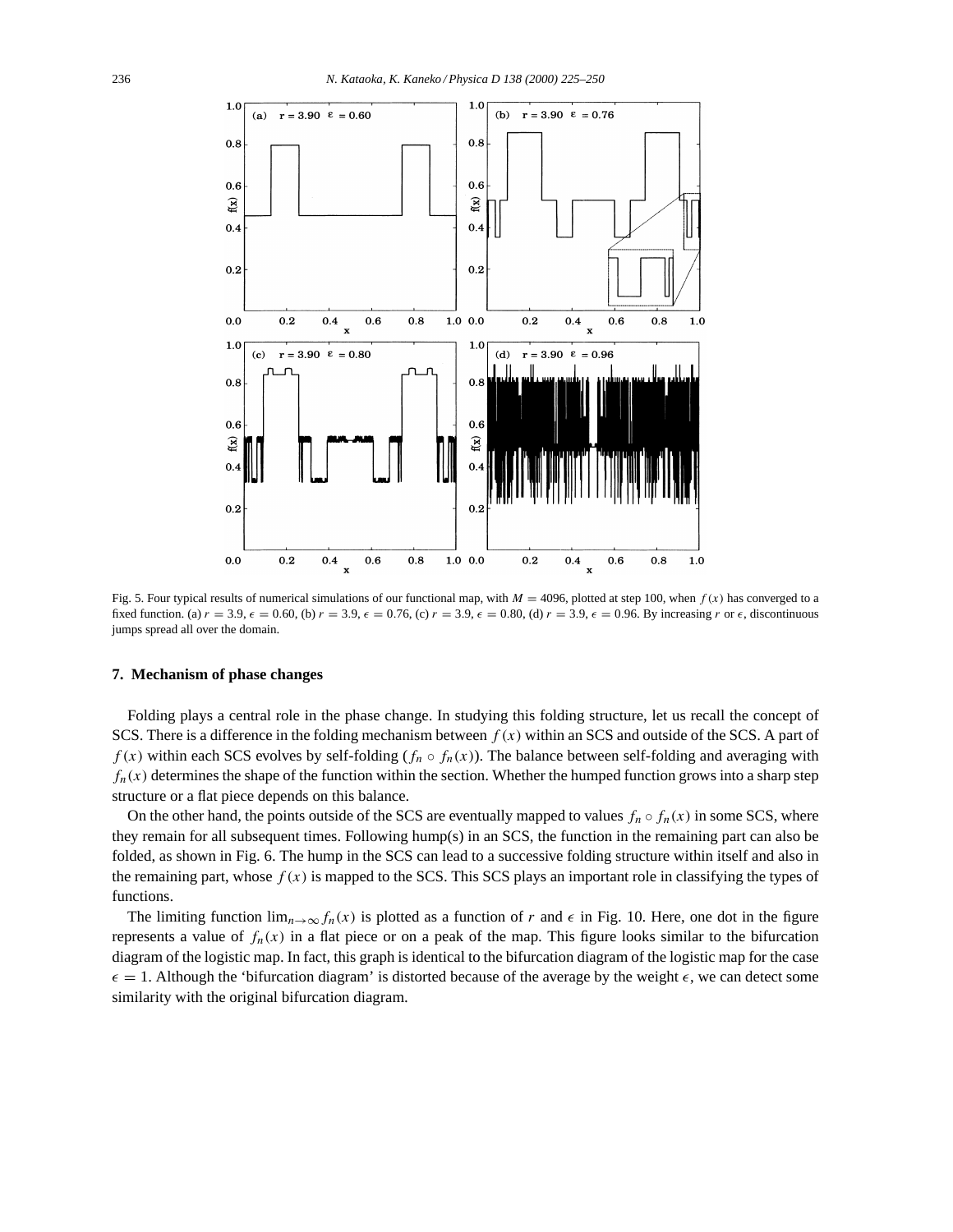(a) r = 3.90 ε = 0.60
(b) r = 3.90 ε = 0.76
(c) r = 3.90 ε = 0.80
(d) r = 3.90 ε = 0.96

f(x)
x

1.0
0.8
0.6
0.4
0.2
0.0
0.2
0.4
0.6
0.8
1.0

Fig. 5. Four typical results of numerical simulations of our functional map, with $M = 4096$, plotted at step 100, when $f(x)$ has converged to a fixed function. (a) $r = 3.9$, $\epsilon = 0.60$, (b) $r = 3.9$, $\epsilon = 0.76$, (c) $r = 3.9$, $\epsilon = 0.80$, (d) $r = 3.9$, $\epsilon = 0.96$. By increasing $r$ or $\epsilon$, discontinuous jumps spread all over the domain.

## 7. Mechanism of phase changes

Folding plays a central role in the phase change. In studying this folding structure, let us recall the concept of SCS. There is a difference in the folding mechanism between $f(x)$ within an SCS and outside of the SCS. A part of $f(x)$ within each SCS evolves by self-folding ($f_n \circ f_n(x)$). The balance between self-folding and averaging with $f_n(x)$ determines the shape of the function within the section. Whether the humped function grows into a sharp step structure or a flat piece depends on this balance.

On the other hand, the points outside of the SCS are eventually mapped to values $f_n \circ f_n(x)$ in some SCS, where they remain for all subsequent times. Following hump(s) in an SCS, the function in the remaining part can also be folded, as shown in Fig. 6. The hump in the SCS can lead to a successive folding structure within itself and also in the remaining part, whose $f(x)$ is mapped to the SCS. This SCS plays an important role in classifying the types of functions.

The limiting function $\lim_{n\to\infty} f_n(x)$ is plotted as a function of $r$ and $\epsilon$ in Fig. 10. Here, one dot in the figure represents a value of $f_n(x)$ in a flat piece or on a peak of the map. This figure looks similar to the bifurcation diagram of the logistic map. In fact, this graph is identical to the bifurcation diagram of the logistic map for the case $\epsilon = 1$. Although the 'bifurcation diagram' is distorted because of the average by the weight $\epsilon$, we can detect some similarity with the original bifurcation diagram.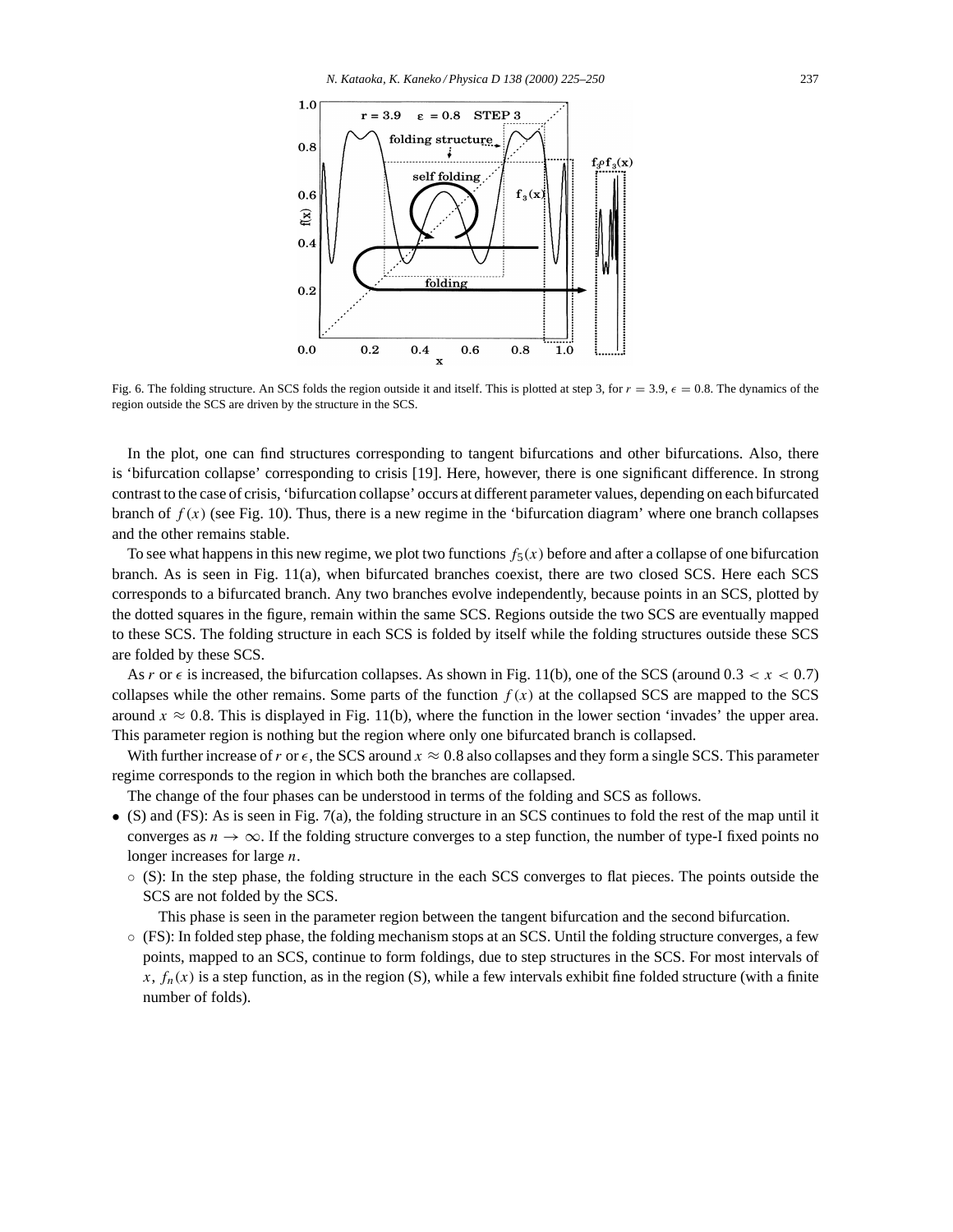r = 3.9 ε = 0.8 STEP 3

folding structure

self folding

folding

$f_3(x)$

$f_3 \circ f_3(x)$

f(x)

x

1.0
0.8
0.6
0.4
0.2
0.0

0.0 0.2 0.4 0.6 0.8 1.0

Fig. 6. The folding structure. An SCS folds the region outside it and itself. This is plotted at step 3, for $r = 3.9$, $\epsilon = 0.8$. The dynamics of the region outside the SCS are driven by the structure in the SCS.

In the plot, one can find structures corresponding to tangent bifurcations and other bifurcations. Also, there is 'bifurcation collapse' corresponding to crisis [19]. Here, however, there is one significant difference. In strong contrast to the case of crisis, 'bifurcation collapse' occurs at different parameter values, depending on each bifurcated branch of $f(x)$ (see Fig. 10). Thus, there is a new regime in the 'bifurcation diagram' where one branch collapses and the other remains stable.

To see what happens in this new regime, we plot two functions $f_5(x)$ before and after a collapse of one bifurcation branch. As is seen in Fig. 11(a), when bifurcated branches coexist, there are two closed SCS. Here each SCS corresponds to a bifurcated branch. Any two branches evolve independently, because points in an SCS, plotted by the dotted squares in the figure, remain within the same SCS. Regions outside the two SCS are eventually mapped to these SCS. The folding structure in each SCS is folded by itself while the folding structures outside these SCS are folded by these SCS.

As $r$ or $\epsilon$ is increased, the bifurcation collapses. As shown in Fig. 11(b), one of the SCS (around $0.3 < x < 0.7$) collapses while the other remains. Some parts of the function $f(x)$ at the collapsed SCS are mapped to the SCS around $x \approx 0.8$. This is displayed in Fig. 11(b), where the function in the lower section 'invades' the upper area. This parameter region is nothing but the region where only one bifurcated branch is collapsed.

With further increase of $r$ or $\epsilon$, the SCS around $x \approx 0.8$ also collapses and they form a single SCS. This parameter regime corresponds to the region in which both the branches are collapsed.

The change of the four phases can be understood in terms of the folding and SCS as follows.

- (S) and (FS): As is seen in Fig. 7(a), the folding structure in an SCS continues to fold the rest of the map until it converges as $n \to \infty$. If the folding structure converges to a step function, the number of type-I fixed points no longer increases for large $n$.
  - (S): In the step phase, the folding structure in the each SCS converges to flat pieces. The points outside the SCS are not folded by the SCS.

    This phase is seen in the parameter region between the tangent bifurcation and the second bifurcation.
  - (FS): In folded step phase, the folding mechanism stops at an SCS. Until the folding structure converges, a few points, mapped to an SCS, continue to form foldings, due to step structures in the SCS. For most intervals of $x$, $f_n(x)$ is a step function, as in the region (S), while a few intervals exhibit fine folded structure (with a finite number of folds).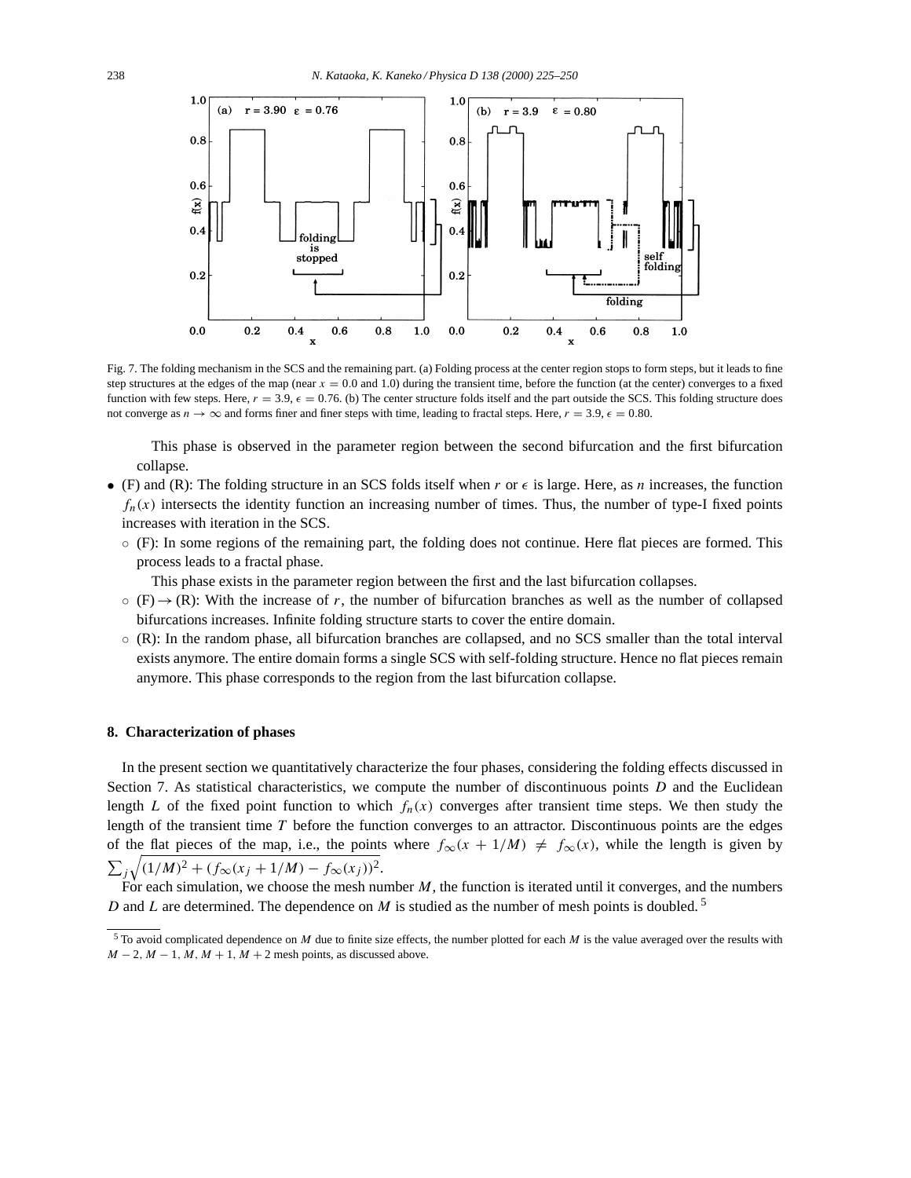(a) r = 3.90 ε = 0.76

1.0
0.8
0.6
0.4
0.2
0.0

f(x)

folding is stopped

0.0 0.2 0.4 0.6 0.8 1.0
x

(b) r = 3.9 ε = 0.80

1.0
0.8
0.6
0.4
0.2
0.0

f(x)

self folding

folding

0.0 0.2 0.4 0.6 0.8 1.0
x

Fig. 7. The folding mechanism in the SCS and the remaining part. (a) Folding process at the center region stops to form steps, but it leads to fine step structures at the edges of the map (near $x = 0.0$ and 1.0) during the transient time, before the function (at the center) converges to a fixed function with few steps. Here, $r = 3.9$, $\epsilon = 0.76$. (b) The center structure folds itself and the part outside the SCS. This folding structure does not converge as $n \to \infty$ and forms finer and finer steps with time, leading to fractal steps. Here, $r = 3.9$, $\epsilon = 0.80$.

This phase is observed in the parameter region between the second bifurcation and the first bifurcation collapse.

- (F) and (R): The folding structure in an SCS folds itself when $r$ or $\epsilon$ is large. Here, as $n$ increases, the function $f_n(x)$ intersects the identity function an increasing number of times. Thus, the number of type-I fixed points increases with iteration in the SCS.
  - (F): In some regions of the remaining part, the folding does not continue. Here flat pieces are formed. This process leads to a fractal phase.

    This phase exists in the parameter region between the first and the last bifurcation collapses.
  - (F) $\to$ (R): With the increase of $r$, the number of bifurcation branches as well as the number of collapsed bifurcations increases. Infinite folding structure starts to cover the entire domain.
  - (R): In the random phase, all bifurcation branches are collapsed, and no SCS smaller than the total interval exists anymore. The entire domain forms a single SCS with self-folding structure. Hence no flat pieces remain anymore. This phase corresponds to the region from the last bifurcation collapse.

## 8. Characterization of phases

In the present section we quantitatively characterize the four phases, considering the folding effects discussed in Section 7. As statistical characteristics, we compute the number of discontinuous points $D$ and the Euclidean length $L$ of the fixed point function to which $f_n(x)$ converges after transient time steps. We then study the length of the transient time $T$ before the function converges to an attractor. Discontinuous points are the edges of the flat pieces of the map, i.e., the points where $f_\infty(x + 1/M) \neq f_\infty(x)$, while the length is given by $\sum_j \sqrt{(1/M)^2 + (f_\infty(x_j + 1/M) - f_\infty(x_j))^2}$.

For each simulation, we choose the mesh number $M$, the function is iterated until it converges, and the numbers $D$ and $L$ are determined. The dependence on $M$ is studied as the number of mesh points is doubled. [5]

[5] To avoid complicated dependence on $M$ due to finite size effects, the number plotted for each $M$ is the value averaged over the results with $M - 2$, $M - 1$, $M$, $M + 1$, $M + 2$ mesh points, as discussed above.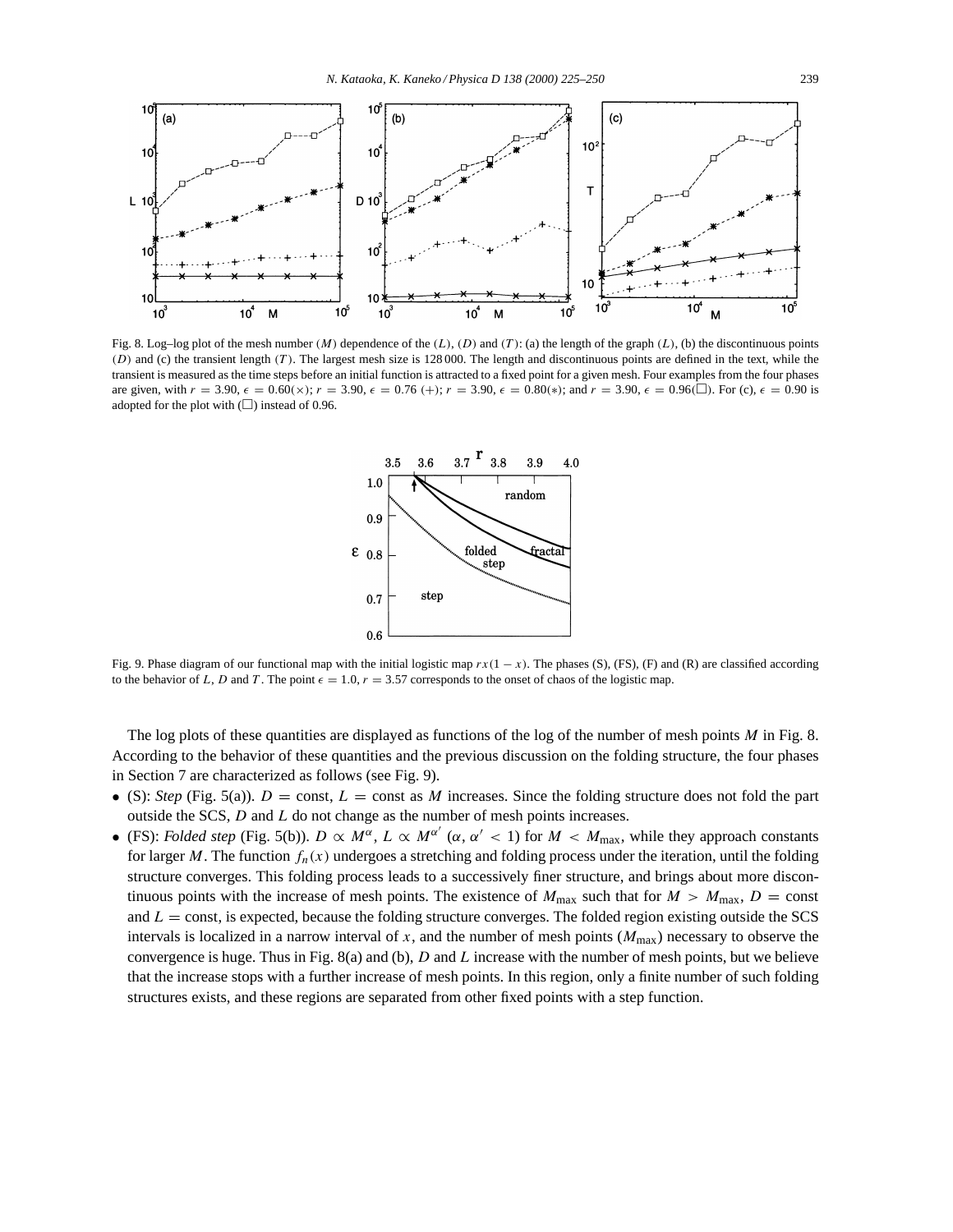(a)

L

M

(b)

D

M

(c)

T

M

Fig. 8. Log–log plot of the mesh number $(M)$ dependence of the $(L)$, $(D)$ and $(T)$: (a) the length of the graph $(L)$, (b) the discontinuous points $(D)$ and (c) the transient length $(T)$. The largest mesh size is 128 000. The length and discontinuous points are defined in the text, while the transient is measured as the time steps before an initial function is attracted to a fixed point for a given mesh. Four examples from the four phases are given, with $r = 3.90$, $\epsilon = 0.60(\times)$; $r = 3.90$, $\epsilon = 0.76$ $(+)$; $r = 3.90$, $\epsilon = 0.80(*)$; and $r = 3.90$, $\epsilon = 0.96(\square)$. For (c), $\epsilon = 0.90$ is adopted for the plot with $(\square)$ instead of 0.96.

r

3.5 3.6 3.7 3.8 3.9 4.0

ε

1.0 0.9 0.8 0.7 0.6

random

fractal

folded step

step

Fig. 9. Phase diagram of our functional map with the initial logistic map $rx(1 - x)$. The phases (S), (FS), (F) and (R) are classified according to the behavior of $L$, $D$ and $T$. The point $\epsilon = 1.0$, $r = 3.57$ corresponds to the onset of chaos of the logistic map.

The log plots of these quantities are displayed as functions of the log of the number of mesh points $M$ in Fig. 8. According to the behavior of these quantities and the previous discussion on the folding structure, the four phases in Section 7 are characterized as follows (see Fig. 9).

- (S): *Step* (Fig. 5(a)). $D =$ const, $L =$ const as $M$ increases. Since the folding structure does not fold the part outside the SCS, $D$ and $L$ do not change as the number of mesh points increases.
- (FS): *Folded step* (Fig. 5(b)). $D \propto M^{\alpha}$, $L \propto M^{\alpha'}$ $(\alpha, \alpha' < 1)$ for $M < M_{\max}$, while they approach constants for larger $M$. The function $f_n(x)$ undergoes a stretching and folding process under the iteration, until the folding structure converges. This folding process leads to a successively finer structure, and brings about more discontinuous points with the increase of mesh points. The existence of $M_{\max}$ such that for $M > M_{\max}$, $D =$ const and $L =$ const, is expected, because the folding structure converges. The folded region existing outside the SCS intervals is localized in a narrow interval of $x$, and the number of mesh points $(M_{\max})$ necessary to observe the convergence is huge. Thus in Fig. 8(a) and (b), $D$ and $L$ increase with the number of mesh points, but we believe that the increase stops with a further increase of mesh points. In this region, only a finite number of such folding structures exists, and these regions are separated from other fixed points with a step function.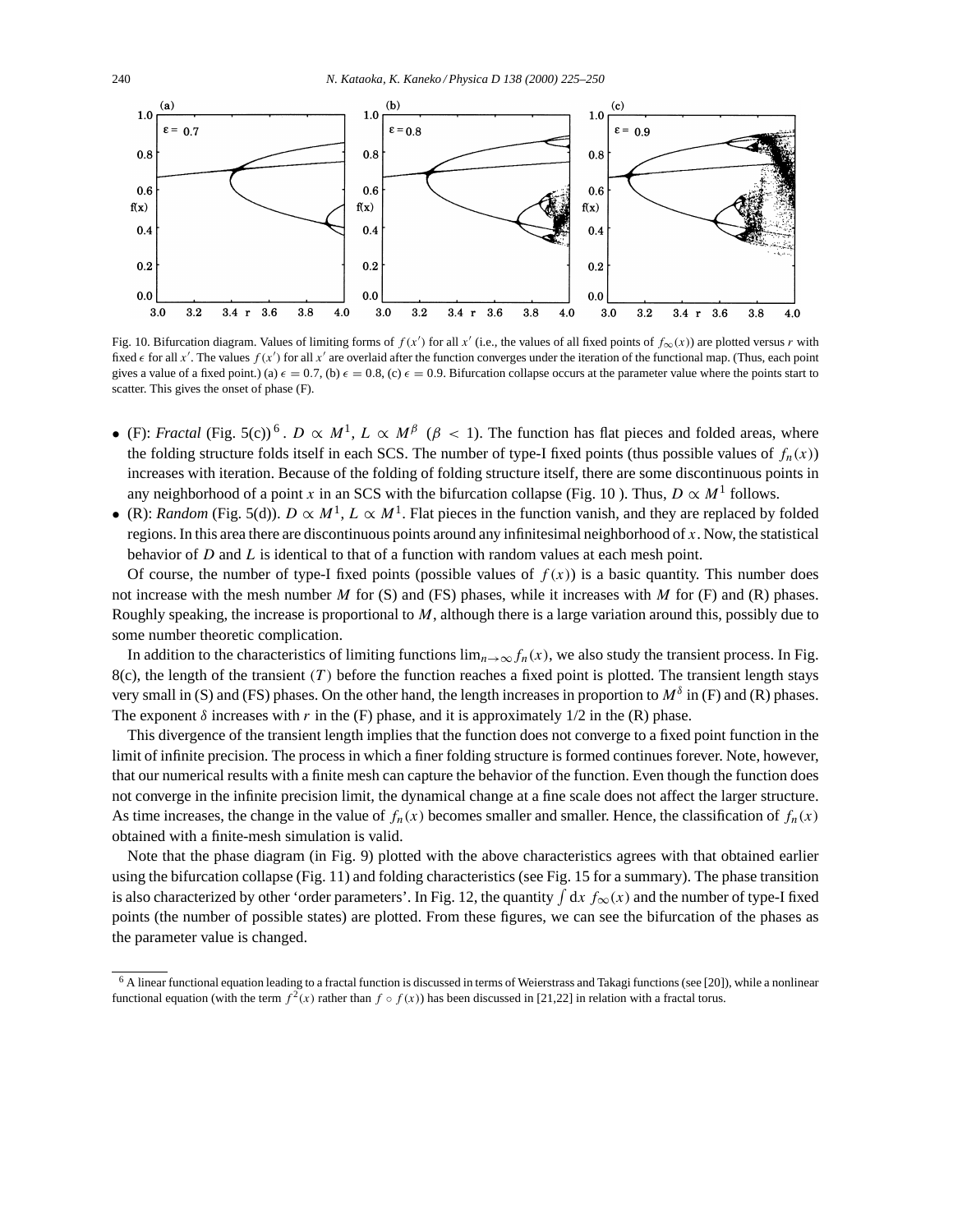(a)

1.0

ε = 0.7

0.8

0.6

f(x)

0.4

0.2

0.0

3.0 3.2 3.4 r 3.6 3.8 4.0

(b)

1.0

ε = 0.8

0.8

0.6

f(x)

0.4

0.2

0.0

3.0 3.2 3.4 r 3.6 3.8 4.0

(c)

1.0

ε = 0.9

0.8

0.6

f(x)

0.4

0.2

0.0

3.0 3.2 3.4 r 3.6 3.8 4.0

Fig. 10. Bifurcation diagram. Values of limiting forms of $f(x')$ for all $x'$ (i.e., the values of all fixed points of $f_\infty(x)$) are plotted versus $r$ with fixed $\epsilon$ for all $x'$. The values $f(x')$ for all $x'$ are overlaid after the function converges under the iteration of the functional map. (Thus, each point gives a value of a fixed point.) (a) $\epsilon = 0.7$, (b) $\epsilon = 0.8$, (c) $\epsilon = 0.9$. Bifurcation collapse occurs at the parameter value where the points start to scatter. This gives the onset of phase (F).

- (F): *Fractal* (Fig. 5(c))[6]. $D \propto M^1$, $L \propto M^\beta$ $(\beta < 1)$. The function has flat pieces and folded areas, where the folding structure folds itself in each SCS. The number of type-I fixed points (thus possible values of $f_n(x)$) increases with iteration. Because of the folding of folding structure itself, there are some discontinuous points in any neighborhood of a point $x$ in an SCS with the bifurcation collapse (Fig. 10 ). Thus, $D \propto M^1$ follows.
- (R): *Random* (Fig. 5(d)). $D \propto M^1$, $L \propto M^1$. Flat pieces in the function vanish, and they are replaced by folded regions. In this area there are discontinuous points around any infinitesimal neighborhood of $x$. Now, the statistical behavior of $D$ and $L$ is identical to that of a function with random values at each mesh point.

Of course, the number of type-I fixed points (possible values of $f(x)$) is a basic quantity. This number does not increase with the mesh number $M$ for (S) and (FS) phases, while it increases with $M$ for (F) and (R) phases. Roughly speaking, the increase is proportional to $M$, although there is a large variation around this, possibly due to some number theoretic complication.

In addition to the characteristics of limiting functions $\lim_{n\to\infty} f_n(x)$, we also study the transient process. In Fig. 8(c), the length of the transient $(T)$ before the function reaches a fixed point is plotted. The transient length stays very small in (S) and (FS) phases. On the other hand, the length increases in proportion to $M^\delta$ in (F) and (R) phases. The exponent $\delta$ increases with $r$ in the (F) phase, and it is approximately 1/2 in the (R) phase.

This divergence of the transient length implies that the function does not converge to a fixed point function in the limit of infinite precision. The process in which a finer folding structure is formed continues forever. Note, however, that our numerical results with a finite mesh can capture the behavior of the function. Even though the function does not converge in the infinite precision limit, the dynamical change at a fine scale does not affect the larger structure. As time increases, the change in the value of $f_n(x)$ becomes smaller and smaller. Hence, the classification of $f_n(x)$ obtained with a finite-mesh simulation is valid.

Note that the phase diagram (in Fig. 9) plotted with the above characteristics agrees with that obtained earlier using the bifurcation collapse (Fig. 11) and folding characteristics (see Fig. 15 for a summary). The phase transition is also characterized by other 'order parameters'. In Fig. 12, the quantity $\int \mathrm{d}x\, f_\infty(x)$ and the number of type-I fixed points (the number of possible states) are plotted. From these figures, we can see the bifurcation of the phases as the parameter value is changed.

[6] A linear functional equation leading to a fractal function is discussed in terms of Weierstrass and Takagi functions (see [20]), while a nonlinear functional equation (with the term $f^2(x)$ rather than $f \circ f(x)$) has been discussed in [21,22] in relation with a fractal torus.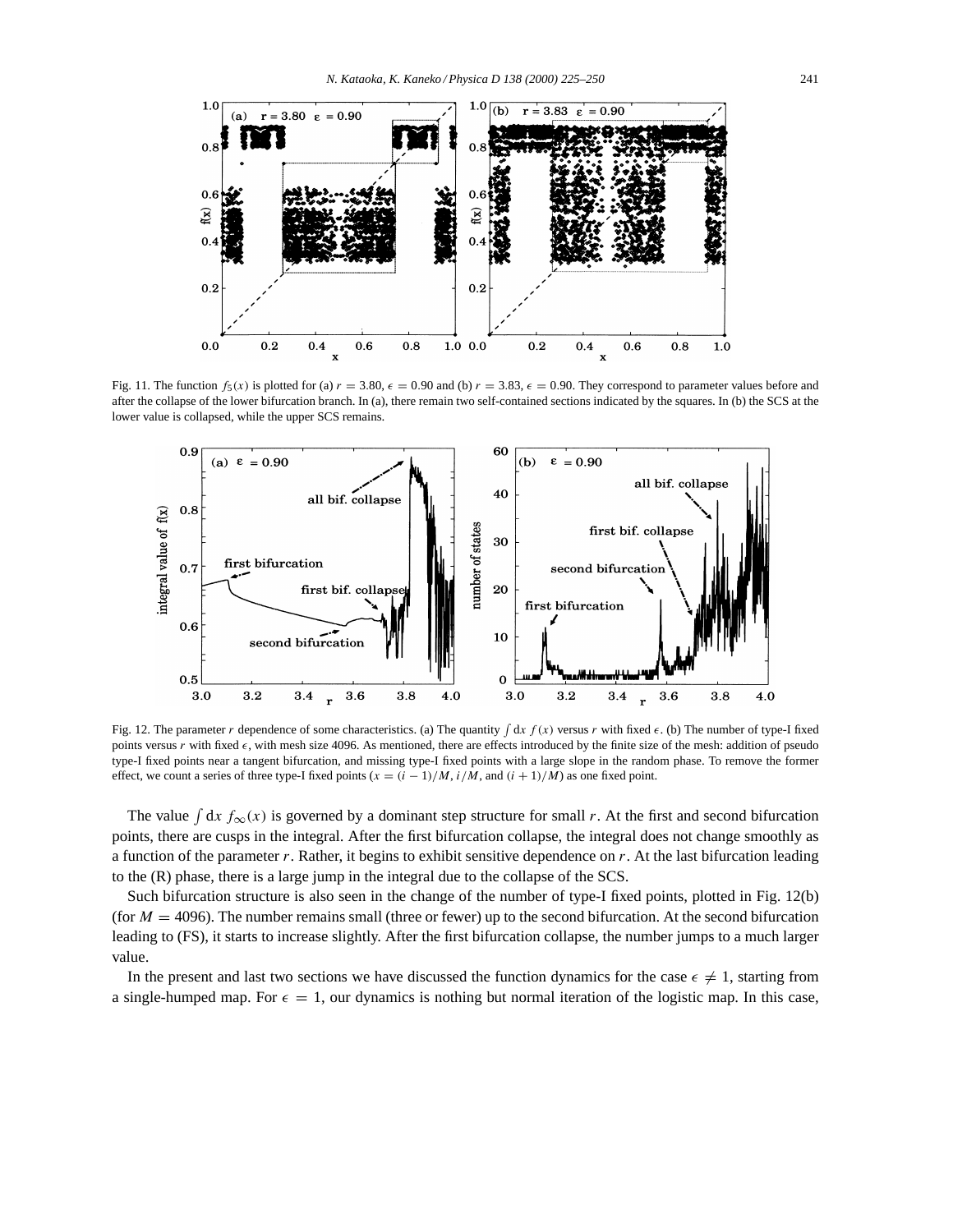(a) r = 3.80 ε = 0.90

(b) r = 3.83 ε = 0.90

f(x)

x

0.0 0.2 0.4 0.6 0.8 1.0

Fig. 11. The function $f_5(x)$ is plotted for (a) $r = 3.80$, $\epsilon = 0.90$ and (b) $r = 3.83$, $\epsilon = 0.90$. They correspond to parameter values before and after the collapse of the lower bifurcation branch. In (a), there remain two self-contained sections indicated by the squares. In (b) the SCS at the lower value is collapsed, while the upper SCS remains.

(a) ε = 0.90

integral value of f(x)

first bifurcation

second bifurcation

first bif. collapse

all bif. collapse

(b) ε = 0.90

number of states

first bifurcation

second bifurcation

first bif. collapse

all bif. collapse

r

Fig. 12. The parameter $r$ dependence of some characteristics. (a) The quantity $\int \mathrm{d}x\, f(x)$ versus $r$ with fixed $\epsilon$. (b) The number of type-I fixed points versus $r$ with fixed $\epsilon$, with mesh size 4096. As mentioned, there are effects introduced by the finite size of the mesh: addition of pseudo type-I fixed points near a tangent bifurcation, and missing type-I fixed points with a large slope in the random phase. To remove the former effect, we count a series of three type-I fixed points ($x = (i-1)/M$, $i/M$, and $(i+1)/M$) as one fixed point.

The value $\int \mathrm{d}x\, f_\infty(x)$ is governed by a dominant step structure for small $r$. At the first and second bifurcation points, there are cusps in the integral. After the first bifurcation collapse, the integral does not change smoothly as a function of the parameter $r$. Rather, it begins to exhibit sensitive dependence on $r$. At the last bifurcation leading to the (R) phase, there is a large jump in the integral due to the collapse of the SCS.

Such bifurcation structure is also seen in the change of the number of type-I fixed points, plotted in Fig. 12(b) (for $M = 4096$). The number remains small (three or fewer) up to the second bifurcation. At the second bifurcation leading to (FS), it starts to increase slightly. After the first bifurcation collapse, the number jumps to a much larger value.

In the present and last two sections we have discussed the function dynamics for the case $\epsilon \neq 1$, starting from a single-humped map. For $\epsilon = 1$, our dynamics is nothing but normal iteration of the logistic map. In this case,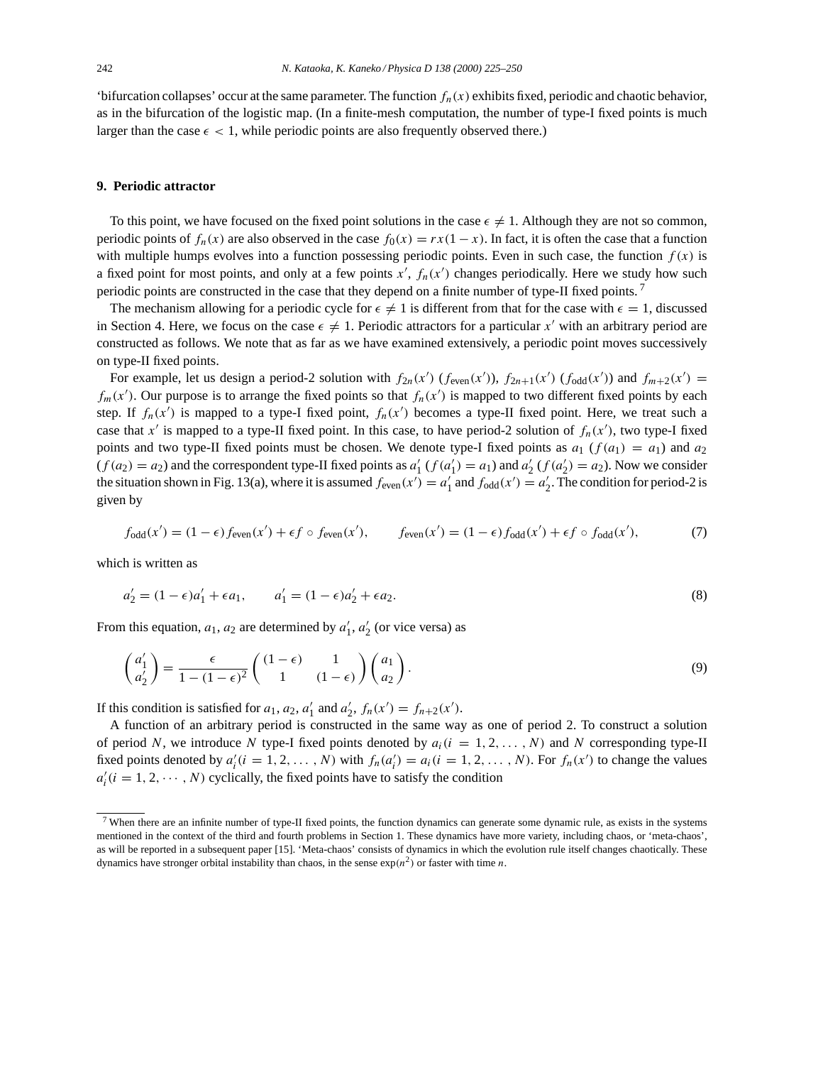'bifurcation collapses' occur at the same parameter. The function $f_n(x)$ exhibits fixed, periodic and chaotic behavior, as in the bifurcation of the logistic map. (In a finite-mesh computation, the number of type-I fixed points is much larger than the case $\epsilon < 1$, while periodic points are also frequently observed there.)

## 9. Periodic attractor

To this point, we have focused on the fixed point solutions in the case $\epsilon \neq 1$. Although they are not so common, periodic points of $f_n(x)$ are also observed in the case $f_0(x) = rx(1-x)$. In fact, it is often the case that a function with multiple humps evolves into a function possessing periodic points. Even in such case, the function $f(x)$ is a fixed point for most points, and only at a few points $x'$, $f_n(x')$ changes periodically. Here we study how such periodic points are constructed in the case that they depend on a finite number of type-II fixed points. [7]

The mechanism allowing for a periodic cycle for $\epsilon \neq 1$ is different from that for the case with $\epsilon = 1$, discussed in Section 4. Here, we focus on the case $\epsilon \neq 1$. Periodic attractors for a particular $x'$ with an arbitrary period are constructed as follows. We note that as far as we have examined extensively, a periodic point moves successively on type-II fixed points.

For example, let us design a period-2 solution with $f_{2n}(x')$ ($f_{\mathrm{even}}(x')$), $f_{2n+1}(x')$ ($f_{\mathrm{odd}}(x')$) and $f_{m+2}(x') = f_m(x')$. Our purpose is to arrange the fixed points so that $f_n(x')$ is mapped to two different fixed points by each step. If $f_n(x')$ is mapped to a type-I fixed point, $f_n(x')$ becomes a type-II fixed point. Here, we treat such a case that $x'$ is mapped to a type-II fixed point. In this case, to have period-2 solution of $f_n(x')$, two type-I fixed points and two type-II fixed points must be chosen. We denote type-I fixed points as $a_1$ ($f(a_1) = a_1$) and $a_2$ ($f(a_2) = a_2$) and the correspondent type-II fixed points as $a_1'$ ($f(a_1') = a_1$) and $a_2'$ ($f(a_2') = a_2$). Now we consider the situation shown in Fig. 13(a), where it is assumed $f_{\mathrm{even}}(x') = a_1'$ and $f_{\mathrm{odd}}(x') = a_2'$. The condition for period-2 is given by

$$f_{\mathrm{odd}}(x') = (1-\epsilon) f_{\mathrm{even}}(x') + \epsilon f \circ f_{\mathrm{even}}(x'), \qquad f_{\mathrm{even}}(x') = (1-\epsilon) f_{\mathrm{odd}}(x') + \epsilon f \circ f_{\mathrm{odd}}(x'), \tag{7}$$

which is written as

$$a_2' = (1-\epsilon) a_1' + \epsilon a_1, \qquad a_1' = (1-\epsilon) a_2' + \epsilon a_2. \tag{8}$$

From this equation, $a_1, a_2$ are determined by $a_1', a_2'$ (or vice versa) as

$$\begin{pmatrix} a_1' \\ a_2' \end{pmatrix} = \frac{\epsilon}{1-(1-\epsilon)^2} \begin{pmatrix} (1-\epsilon) & 1 \\ 1 & (1-\epsilon) \end{pmatrix} \begin{pmatrix} a_1 \\ a_2 \end{pmatrix}. \tag{9}$$

If this condition is satisfied for $a_1$, $a_2$, $a_1'$ and $a_2'$, $f_n(x') = f_{n+2}(x')$.

A function of an arbitrary period is constructed in the same way as one of period 2. To construct a solution of period $N$, we introduce $N$ type-I fixed points denoted by $a_i (i = 1, 2, \ldots, N)$ and $N$ corresponding type-II fixed points denoted by $a_i' (i = 1, 2, \ldots, N)$ with $f_n(a_i') = a_i (i = 1, 2, \ldots, N)$. For $f_n(x')$ to change the values $a_i' (i = 1, 2, \cdots, N)$ cyclically, the fixed points have to satisfy the condition

[7] When there are an infinite number of type-II fixed points, the function dynamics can generate some dynamic rule, as exists in the systems mentioned in the context of the third and fourth problems in Section 1. These dynamics have more variety, including chaos, or 'meta-chaos', as will be reported in a subsequent paper [15]. 'Meta-chaos' consists of dynamics in which the evolution rule itself changes chaotically. These dynamics have stronger orbital instability than chaos, in the sense $\exp(n^2)$ or faster with time $n$.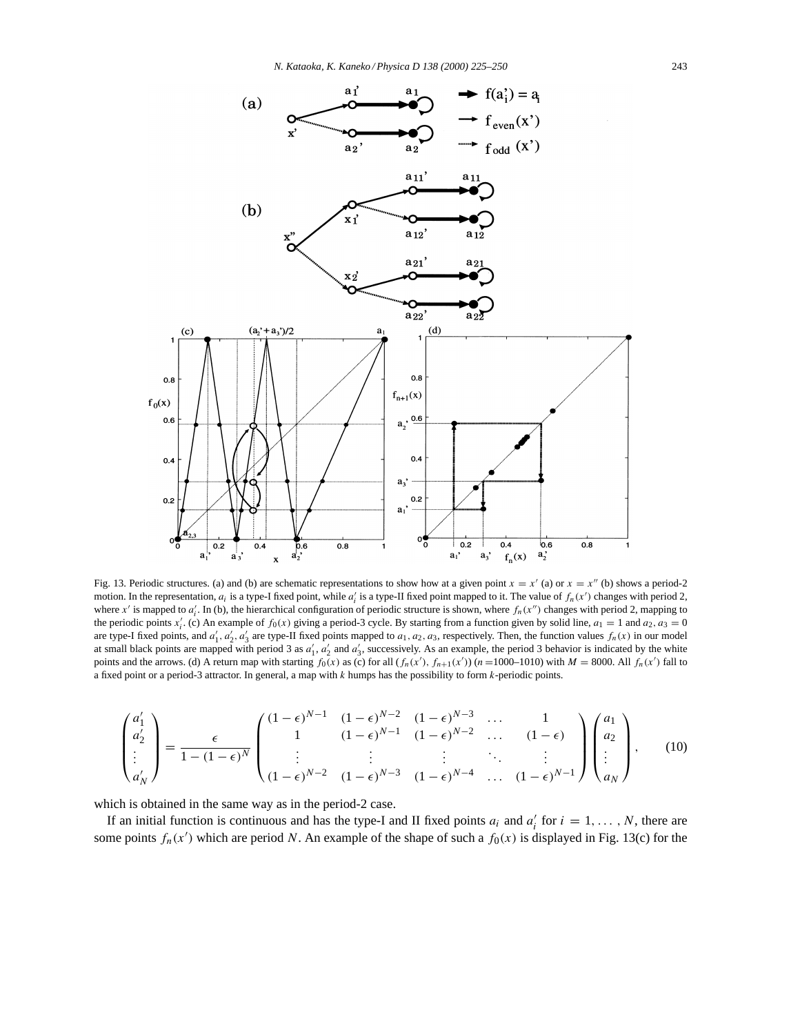(a)

$a_1'$ $a_1$ $f(a_i') = a_i$

$x'$ $f_{even}(x')$

$a_2'$ $a_2$ $f_{odd}(x')$

(b)

$a_{11}'$ $a_{11}$

$x_1'$ $a_{12}'$ $a_{12}$

$x''$

$a_{21}'$ $a_{21}$

$x_2'$

$a_{22}'$ $a_{22}$

(c) $(a_2'+a_3')/2$ $a_1$

$f_0(x)$

$a_{2,3}$

$a_1'$ $a_3'$ $a_2'$ x

(d)

$f_{n+1}(x)$

$a_2'$

$a_3'$

$a_1'$

$a_1'$ $a_3'$ $f_n(x)$ $a_2'$

Fig. 13. Periodic structures. (a) and (b) are schematic representations to show how at a given point $x = x'$ (a) or $x = x''$ (b) shows a period-2 motion. In the representation, $a_i$ is a type-I fixed point, while $a_i'$ is a type-II fixed point mapped to it. The value of $f_n(x')$ changes with period 2, where $x'$ is mapped to $a_i'$. In (b), the hierarchical configuration of periodic structure is shown, where $f_n(x'')$ changes with period 2, mapping to the periodic points $x_i'$. (c) An example of $f_0(x)$ giving a period-3 cycle. By starting from a function given by solid line, $a_1 = 1$ and $a_2, a_3 = 0$ are type-I fixed points, and $a_1', a_2', a_3'$ are type-II fixed points mapped to $a_1, a_2, a_3$, respectively. Then, the function values $f_n(x)$ in our model at small black points are mapped with period 3 as $a_1', a_2'$ and $a_3'$, successively. As an example, the period 3 behavior is indicated by the white points and the arrows. (d) A return map with starting $f_0(x)$ as (c) for all $(f_n(x'), f_{n+1}(x'))$ ($n$ =1000–1010) with $M = 8000$. All $f_n(x')$ fall to a fixed point or a period-3 attractor. In general, a map with $k$ humps has the possibility to form $k$-periodic points.

$$
\begin{pmatrix} a_1' \\ a_2' \\ \vdots \\ a_N' \end{pmatrix} = \frac{\epsilon}{1-(1-\epsilon)^N} \begin{pmatrix} (1-\epsilon)^{N-1} & (1-\epsilon)^{N-2} & (1-\epsilon)^{N-3} & \dots & 1 \\ 1 & (1-\epsilon)^{N-1} & (1-\epsilon)^{N-2} & \dots & (1-\epsilon) \\ \vdots & \vdots & \vdots & \ddots & \vdots \\ (1-\epsilon)^{N-2} & (1-\epsilon)^{N-3} & (1-\epsilon)^{N-4} & \dots & (1-\epsilon)^{N-1} \end{pmatrix} \begin{pmatrix} a_1 \\ a_2 \\ \vdots \\ a_N \end{pmatrix}, \qquad (10)
$$

which is obtained in the same way as in the period-2 case.

If an initial function is continuous and has the type-I and II fixed points $a_i$ and $a_i'$ for $i = 1, \dots, N$, there are some points $f_n(x')$ which are period $N$. An example of the shape of such a $f_0(x)$ is displayed in Fig. 13(c) for the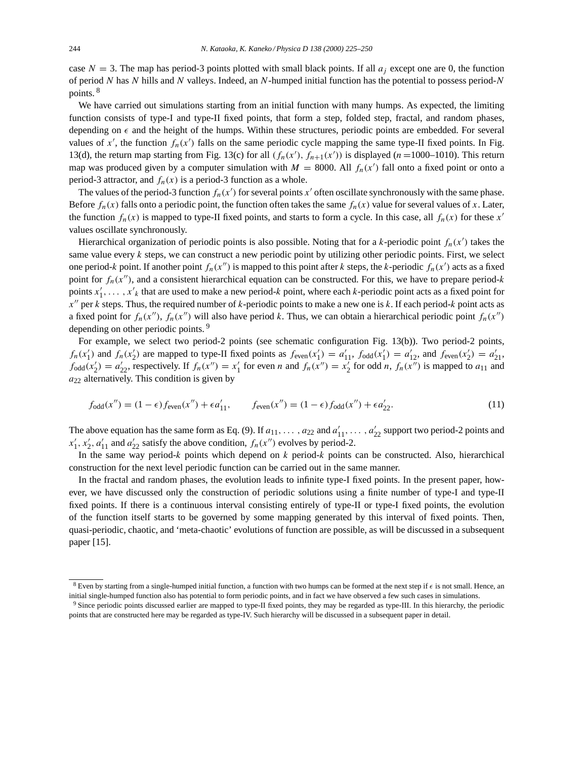case $N = 3$. The map has period-3 points plotted with small black points. If all $a_j$ except one are 0, the function of period $N$ has $N$ hills and $N$ valleys. Indeed, an $N$-humped initial function has the potential to possess period-$N$ points. [8]

We have carried out simulations starting from an initial function with many humps. As expected, the limiting function consists of type-I and type-II fixed points, that form a step, folded step, fractal, and random phases, depending on $\epsilon$ and the height of the humps. Within these structures, periodic points are embedded. For several values of $x'$, the function $f_n(x')$ falls on the same periodic cycle mapping the same type-II fixed points. In Fig. 13(d), the return map starting from Fig. 13(c) for all $(f_n(x'), f_{n+1}(x'))$ is displayed ($n$ =1000–1010). This return map was produced given by a computer simulation with $M = 8000$. All $f_n(x')$ fall onto a fixed point or onto a period-3 attractor, and $f_n(x)$ is a period-3 function as a whole.

The values of the period-3 function $f_n(x')$ for several points $x'$ often oscillate synchronously with the same phase. Before $f_n(x)$ falls onto a periodic point, the function often takes the same $f_n(x)$ value for several values of $x$. Later, the function $f_n(x)$ is mapped to type-II fixed points, and starts to form a cycle. In this case, all $f_n(x)$ for these $x'$ values oscillate synchronously.

Hierarchical organization of periodic points is also possible. Noting that for a $k$-periodic point $f_n(x')$ takes the same value every $k$ steps, we can construct a new periodic point by utilizing other periodic points. First, we select one period-$k$ point. If another point $f_n(x'')$ is mapped to this point after $k$ steps, the $k$-periodic $f_n(x')$ acts as a fixed point for $f_n(x'')$, and a consistent hierarchical equation can be constructed. For this, we have to prepare period-$k$ points $x'_1, \dots, x'_k$ that are used to make a new period-$k$ point, where each $k$-periodic point acts as a fixed point for $x''$ per $k$ steps. Thus, the required number of $k$-periodic points to make a new one is $k$. If each period-$k$ point acts as a fixed point for $f_n(x'')$, $f_n(x'')$ will also have period $k$. Thus, we can obtain a hierarchical periodic point $f_n(x'')$ depending on other periodic points. [9]

For example, we select two period-2 points (see schematic configuration Fig. 13(b)). Two period-2 points, $f_n(x'_1)$ and $f_n(x'_2)$ are mapped to type-II fixed points as $f_{\text{even}}(x'_1) = a'_{11}$, $f_{\text{odd}}(x'_1) = a'_{12}$, and $f_{\text{even}}(x'_2) = a'_{21}$, $f_{\text{odd}}(x'_2) = a'_{22}$, respectively. If $f_n(x'') = x'_1$ for even $n$ and $f_n(x'') = x'_2$ for odd $n$, $f_n(x'')$ is mapped to $a_{11}$ and $a_{22}$ alternatively. This condition is given by

$$f_{\text{odd}}(x'') = (1-\epsilon) f_{\text{even}}(x'') + \epsilon a'_{11}, \qquad f_{\text{even}}(x'') = (1-\epsilon) f_{\text{odd}}(x'') + \epsilon a'_{22}. \tag{11}$$

The above equation has the same form as Eq. (9). If $a_{11}, \dots, a_{22}$ and $a'_{11}, \dots, a'_{22}$ support two period-2 points and $x'_1, x'_2, a'_{11}$ and $a'_{22}$ satisfy the above condition, $f_n(x'')$ evolves by period-2.

In the same way period-$k$ points which depend on $k$ period-$k$ points can be constructed. Also, hierarchical construction for the next level periodic function can be carried out in the same manner.

In the fractal and random phases, the evolution leads to infinite type-I fixed points. In the present paper, however, we have discussed only the construction of periodic solutions using a finite number of type-I and type-II fixed points. If there is a continuous interval consisting entirely of type-II or type-I fixed points, the evolution of the function itself starts to be governed by some mapping generated by this interval of fixed points. Then, quasi-periodic, chaotic, and 'meta-chaotic' evolutions of function are possible, as will be discussed in a subsequent paper [15].

[8] Even by starting from a single-humped initial function, a function with two humps can be formed at the next step if $\epsilon$ is not small. Hence, an initial single-humped function also has potential to form periodic points, and in fact we have observed a few such cases in simulations.

[9] Since periodic points discussed earlier are mapped to type-II fixed points, they may be regarded as type-III. In this hierarchy, the periodic points that are constructed here may be regarded as type-IV. Such hierarchy will be discussed in a subsequent paper in detail.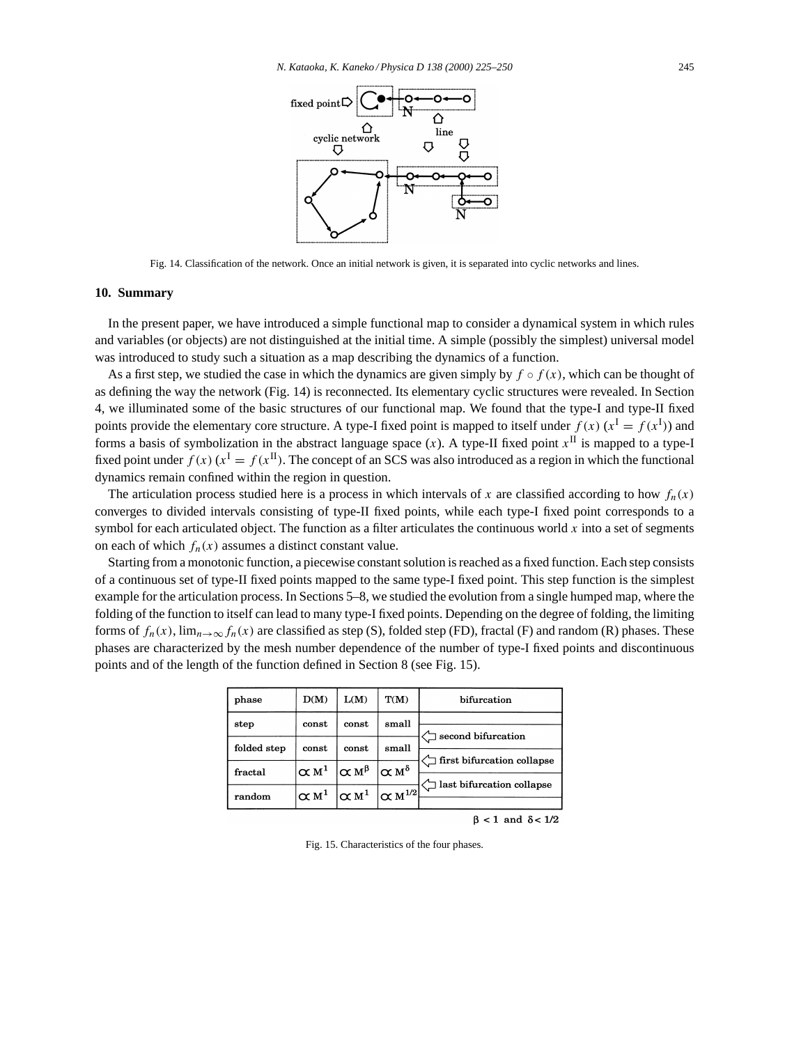fixed point

cyclic network

line

N

N

N

Fig. 14. Classification of the network. Once an initial network is given, it is separated into cyclic networks and lines.

## 10. Summary

In the present paper, we have introduced a simple functional map to consider a dynamical system in which rules and variables (or objects) are not distinguished at the initial time. A simple (possibly the simplest) universal model was introduced to study such a situation as a map describing the dynamics of a function.

As a first step, we studied the case in which the dynamics are given simply by $f \circ f(x)$, which can be thought of as defining the way the network (Fig. 14) is reconnected. Its elementary cyclic structures were revealed. In Section 4, we illuminated some of the basic structures of our functional map. We found that the type-I and type-II fixed points provide the elementary core structure. A type-I fixed point is mapped to itself under $f(x)$ ($x^{\mathrm{I}} = f(x^{\mathrm{I}})$) and forms a basis of symbolization in the abstract language space ($x$). A type-II fixed point $x^{\mathrm{II}}$ is mapped to a type-I fixed point under $f(x)$ ($x^{\mathrm{I}} = f(x^{\mathrm{II}})$). The concept of an SCS was also introduced as a region in which the functional dynamics remain confined within the region in question.

The articulation process studied here is a process in which intervals of $x$ are classified according to how $f_n(x)$ converges to divided intervals consisting of type-II fixed points, while each type-I fixed point corresponds to a symbol for each articulated object. The function as a filter articulates the continuous world $x$ into a set of segments on each of which $f_n(x)$ assumes a distinct constant value.

Starting from a monotonic function, a piecewise constant solution is reached as a fixed function. Each step consists of a continuous set of type-II fixed points mapped to the same type-I fixed point. This step function is the simplest example for the articulation process. In Sections 5–8, we studied the evolution from a single humped map, where the folding of the function to itself can lead to many type-I fixed points. Depending on the degree of folding, the limiting forms of $f_n(x)$, $\lim_{n\to\infty} f_n(x)$ are classified as step (S), folded step (FD), fractal (F) and random (R) phases. These phases are characterized by the mesh number dependence of the number of type-I fixed points and discontinuous points and of the length of the function defined in Section 8 (see Fig. 15).

| phase | D(M) | L(M) | T(M) | bifurcation |
|---|---|---|---|---|
| step | const | const | small | |
| | | | | ⇦ second bifurcation |
| folded step | const | const | small | |
| | | | | ⇦ first bifurcation collapse |
| fractal | $\propto M^1$ | $\propto M^\beta$ | $\propto M^\delta$ | |
| | | | | ⇦ last bifurcation collapse |
| random | $\propto M^1$ | $\propto M^1$ | $\propto M^{1/2}$ | |

$\beta < 1$ and $\delta < 1/2$

Fig. 15. Characteristics of the four phases.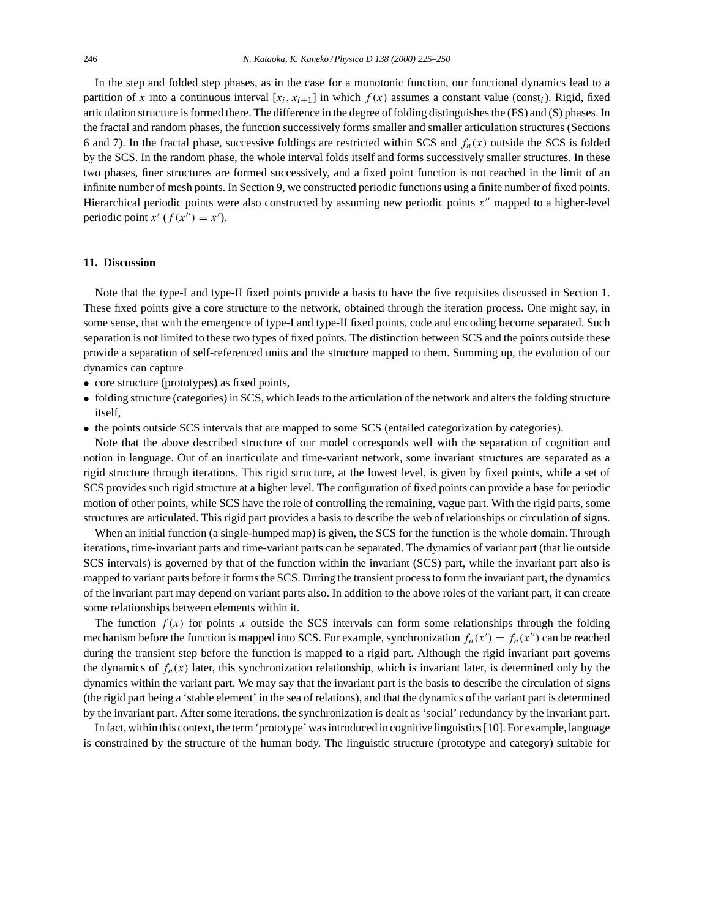In the step and folded step phases, as in the case for a monotonic function, our functional dynamics lead to a partition of $x$ into a continuous interval $[x_i, x_{i+1}]$ in which $f(x)$ assumes a constant value ($\text{const}_i$). Rigid, fixed articulation structure is formed there. The difference in the degree of folding distinguishes the (FS) and (S) phases. In the fractal and random phases, the function successively forms smaller and smaller articulation structures (Sections 6 and 7). In the fractal phase, successive foldings are restricted within SCS and $f_n(x)$ outside the SCS is folded by the SCS. In the random phase, the whole interval folds itself and forms successively smaller structures. In these two phases, finer structures are formed successively, and a fixed point function is not reached in the limit of an infinite number of mesh points. In Section 9, we constructed periodic functions using a finite number of fixed points. Hierarchical periodic points were also constructed by assuming new periodic points $x''$ mapped to a higher-level periodic point $x'$ ($f(x'') = x'$).

## 11. Discussion

Note that the type-I and type-II fixed points provide a basis to have the five requisites discussed in Section 1. These fixed points give a core structure to the network, obtained through the iteration process. One might say, in some sense, that with the emergence of type-I and type-II fixed points, code and encoding become separated. Such separation is not limited to these two types of fixed points. The distinction between SCS and the points outside these provide a separation of self-referenced units and the structure mapped to them. Summing up, the evolution of our dynamics can capture

- core structure (prototypes) as fixed points,
- folding structure (categories) in SCS, which leads to the articulation of the network and alters the folding structure itself,
- the points outside SCS intervals that are mapped to some SCS (entailed categorization by categories).

Note that the above described structure of our model corresponds well with the separation of cognition and notion in language. Out of an inarticulate and time-variant network, some invariant structures are separated as a rigid structure through iterations. This rigid structure, at the lowest level, is given by fixed points, while a set of SCS provides such rigid structure at a higher level. The configuration of fixed points can provide a base for periodic motion of other points, while SCS have the role of controlling the remaining, vague part. With the rigid parts, some structures are articulated. This rigid part provides a basis to describe the web of relationships or circulation of signs.

When an initial function (a single-humped map) is given, the SCS for the function is the whole domain. Through iterations, time-invariant parts and time-variant parts can be separated. The dynamics of variant part (that lie outside SCS intervals) is governed by that of the function within the invariant (SCS) part, while the invariant part also is mapped to variant parts before it forms the SCS. During the transient process to form the invariant part, the dynamics of the invariant part may depend on variant parts also. In addition to the above roles of the variant part, it can create some relationships between elements within it.

The function $f(x)$ for points $x$ outside the SCS intervals can form some relationships through the folding mechanism before the function is mapped into SCS. For example, synchronization $f_n(x') = f_n(x'')$ can be reached during the transient step before the function is mapped to a rigid part. Although the rigid invariant part governs the dynamics of $f_n(x)$ later, this synchronization relationship, which is invariant later, is determined only by the dynamics within the variant part. We may say that the invariant part is the basis to describe the circulation of signs (the rigid part being a 'stable element' in the sea of relations), and that the dynamics of the variant part is determined by the invariant part. After some iterations, the synchronization is dealt as 'social' redundancy by the invariant part.

In fact, within this context, the term 'prototype' was introduced in cognitive linguistics [10]. For example, language is constrained by the structure of the human body. The linguistic structure (prototype and category) suitable for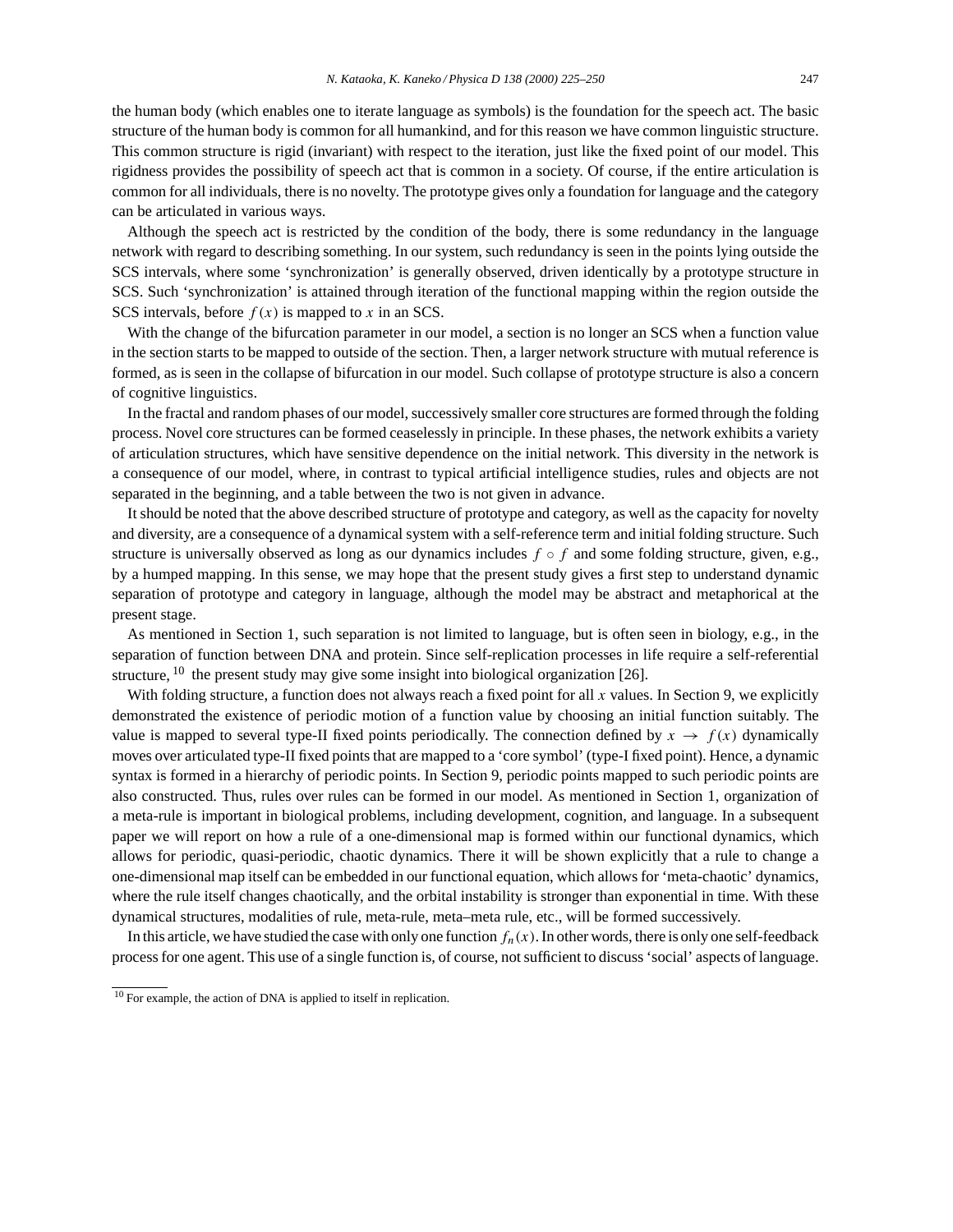the human body (which enables one to iterate language as symbols) is the foundation for the speech act. The basic structure of the human body is common for all humankind, and for this reason we have common linguistic structure. This common structure is rigid (invariant) with respect to the iteration, just like the fixed point of our model. This rigidness provides the possibility of speech act that is common in a society. Of course, if the entire articulation is common for all individuals, there is no novelty. The prototype gives only a foundation for language and the category can be articulated in various ways.

Although the speech act is restricted by the condition of the body, there is some redundancy in the language network with regard to describing something. In our system, such redundancy is seen in the points lying outside the SCS intervals, where some 'synchronization' is generally observed, driven identically by a prototype structure in SCS. Such 'synchronization' is attained through iteration of the functional mapping within the region outside the SCS intervals, before $f(x)$ is mapped to $x$ in an SCS.

With the change of the bifurcation parameter in our model, a section is no longer an SCS when a function value in the section starts to be mapped to outside of the section. Then, a larger network structure with mutual reference is formed, as is seen in the collapse of bifurcation in our model. Such collapse of prototype structure is also a concern of cognitive linguistics.

In the fractal and random phases of our model, successively smaller core structures are formed through the folding process. Novel core structures can be formed ceaselessly in principle. In these phases, the network exhibits a variety of articulation structures, which have sensitive dependence on the initial network. This diversity in the network is a consequence of our model, where, in contrast to typical artificial intelligence studies, rules and objects are not separated in the beginning, and a table between the two is not given in advance.

It should be noted that the above described structure of prototype and category, as well as the capacity for novelty and diversity, are a consequence of a dynamical system with a self-reference term and initial folding structure. Such structure is universally observed as long as our dynamics includes $f \circ f$ and some folding structure, given, e.g., by a humped mapping. In this sense, we may hope that the present study gives a first step to understand dynamic separation of prototype and category in language, although the model may be abstract and metaphorical at the present stage.

As mentioned in Section 1, such separation is not limited to language, but is often seen in biology, e.g., in the separation of function between DNA and protein. Since self-replication processes in life require a self-referential structure, [10] the present study may give some insight into biological organization [26].

With folding structure, a function does not always reach a fixed point for all $x$ values. In Section 9, we explicitly demonstrated the existence of periodic motion of a function value by choosing an initial function suitably. The value is mapped to several type-II fixed points periodically. The connection defined by $x \rightarrow f(x)$ dynamically moves over articulated type-II fixed points that are mapped to a 'core symbol' (type-I fixed point). Hence, a dynamic syntax is formed in a hierarchy of periodic points. In Section 9, periodic points mapped to such periodic points are also constructed. Thus, rules over rules can be formed in our model. As mentioned in Section 1, organization of a meta-rule is important in biological problems, including development, cognition, and language. In a subsequent paper we will report on how a rule of a one-dimensional map is formed within our functional dynamics, which allows for periodic, quasi-periodic, chaotic dynamics. There it will be shown explicitly that a rule to change a one-dimensional map itself can be embedded in our functional equation, which allows for 'meta-chaotic' dynamics, where the rule itself changes chaotically, and the orbital instability is stronger than exponential in time. With these dynamical structures, modalities of rule, meta-rule, meta–meta rule, etc., will be formed successively.

In this article, we have studied the case with only one function $f_n(x)$. In other words, there is only one self-feedback process for one agent. This use of a single function is, of course, not sufficient to discuss 'social' aspects of language.

[10] For example, the action of DNA is applied to itself in replication.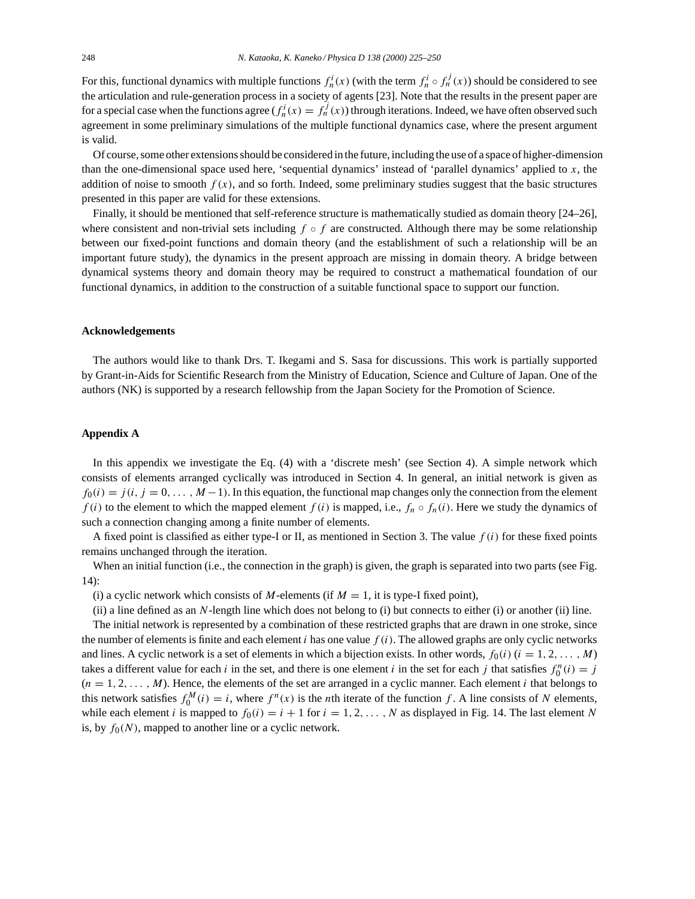For this, functional dynamics with multiple functions $f_n^i(x)$ (with the term $f_n^i \circ f_n^j(x)$) should be considered to see the articulation and rule-generation process in a society of agents [23]. Note that the results in the present paper are for a special case when the functions agree ($f_n^i(x) = f_n^j(x)$) through iterations. Indeed, we have often observed such agreement in some preliminary simulations of the multiple functional dynamics case, where the present argument is valid.

Of course, some other extensions should be considered in the future, including the use of a space of higher-dimension than the one-dimensional space used here, 'sequential dynamics' instead of 'parallel dynamics' applied to $x$, the addition of noise to smooth $f(x)$, and so forth. Indeed, some preliminary studies suggest that the basic structures presented in this paper are valid for these extensions.

Finally, it should be mentioned that self-reference structure is mathematically studied as domain theory [24–26], where consistent and non-trivial sets including $f \circ f$ are constructed. Although there may be some relationship between our fixed-point functions and domain theory (and the establishment of such a relationship will be an important future study), the dynamics in the present approach are missing in domain theory. A bridge between dynamical systems theory and domain theory may be required to construct a mathematical foundation of our functional dynamics, in addition to the construction of a suitable functional space to support our function.

## Acknowledgements

The authors would like to thank Drs. T. Ikegami and S. Sasa for discussions. This work is partially supported by Grant-in-Aids for Scientific Research from the Ministry of Education, Science and Culture of Japan. One of the authors (NK) is supported by a research fellowship from the Japan Society for the Promotion of Science.

## Appendix A

In this appendix we investigate the Eq. (4) with a 'discrete mesh' (see Section 4). A simple network which consists of elements arranged cyclically was introduced in Section 4. In general, an initial network is given as $f_0(i) = j(i, j = 0, \dots, M-1)$. In this equation, the functional map changes only the connection from the element $f(i)$ to the element to which the mapped element $f(i)$ is mapped, i.e., $f_n \circ f_n(i)$. Here we study the dynamics of such a connection changing among a finite number of elements.

A fixed point is classified as either type-I or II, as mentioned in Section 3. The value $f(i)$ for these fixed points remains unchanged through the iteration.

When an initial function (i.e., the connection in the graph) is given, the graph is separated into two parts (see Fig. 14):

(i) a cyclic network which consists of $M$-elements (if $M = 1$, it is type-I fixed point),

(ii) a line defined as an $N$-length line which does not belong to (i) but connects to either (i) or another (ii) line.

The initial network is represented by a combination of these restricted graphs that are drawn in one stroke, since the number of elements is finite and each element $i$ has one value $f(i)$. The allowed graphs are only cyclic networks and lines. A cyclic network is a set of elements in which a bijection exists. In other words, $f_0(i)$ ($i = 1, 2, \dots, M$) takes a different value for each $i$ in the set, and there is one element $i$ in the set for each $j$ that satisfies $f_0^n(i) = j$ ($n = 1, 2, \dots, M$). Hence, the elements of the set are arranged in a cyclic manner. Each element $i$ that belongs to this network satisfies $f_0^M(i) = i$, where $f^n(x)$ is the $n$th iterate of the function $f$. A line consists of $N$ elements, while each element $i$ is mapped to $f_0(i) = i + 1$ for $i = 1, 2, \dots, N$ as displayed in Fig. 14. The last element $N$ is, by $f_0(N)$, mapped to another line or a cyclic network.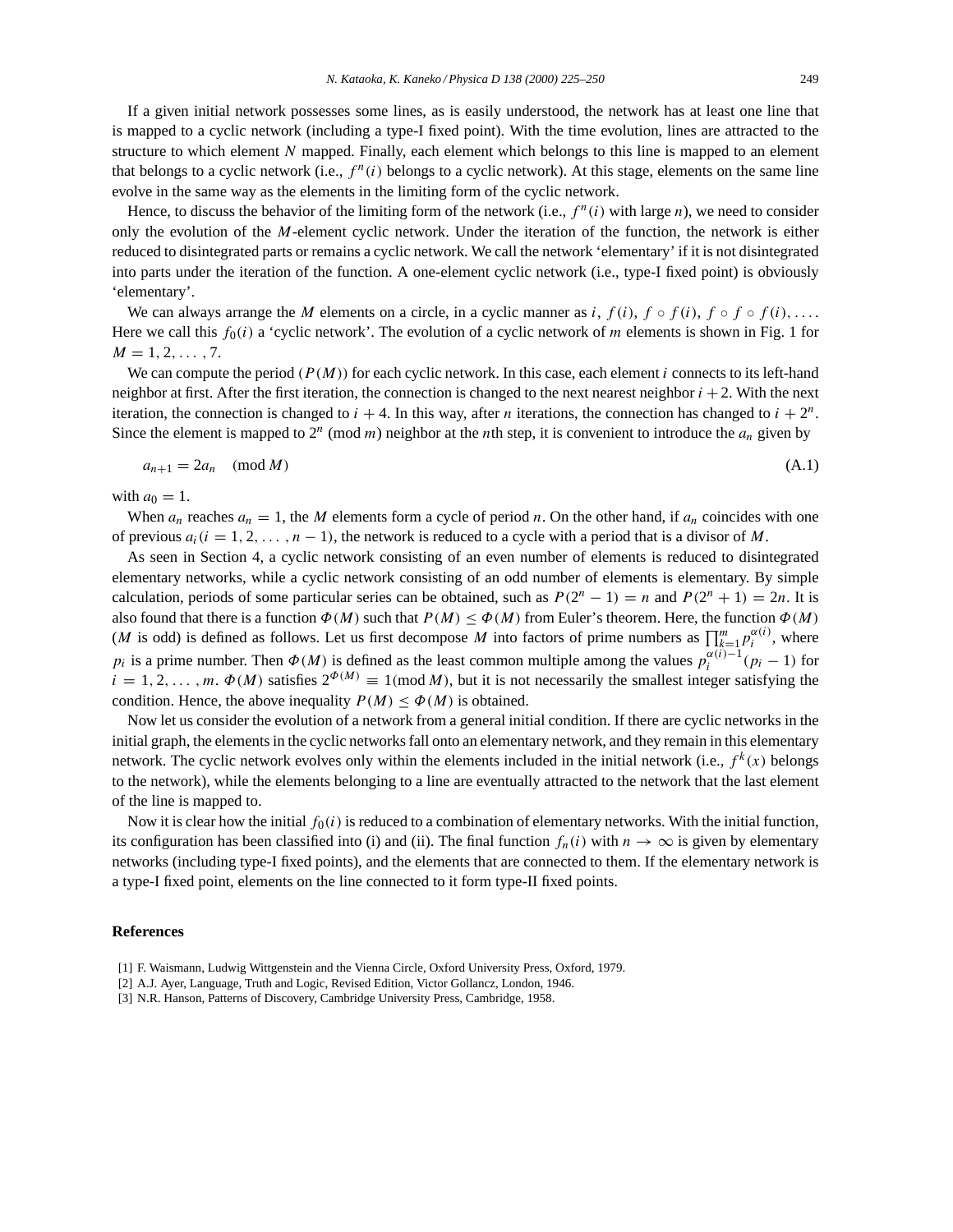If a given initial network possesses some lines, as is easily understood, the network has at least one line that is mapped to a cyclic network (including a type-I fixed point). With the time evolution, lines are attracted to the structure to which element $N$ mapped. Finally, each element which belongs to this line is mapped to an element that belongs to a cyclic network (i.e., $f^n(i)$ belongs to a cyclic network). At this stage, elements on the same line evolve in the same way as the elements in the limiting form of the cyclic network.

Hence, to discuss the behavior of the limiting form of the network (i.e., $f^n(i)$ with large $n$), we need to consider only the evolution of the $M$-element cyclic network. Under the iteration of the function, the network is either reduced to disintegrated parts or remains a cyclic network. We call the network 'elementary' if it is not disintegrated into parts under the iteration of the function. A one-element cyclic network (i.e., type-I fixed point) is obviously 'elementary'.

We can always arrange the $M$ elements on a circle, in a cyclic manner as $i,\ f(i),\ f \circ f(i),\ f \circ f \circ f(i), \ldots$. Here we call this $f_0(i)$ a 'cyclic network'. The evolution of a cyclic network of $m$ elements is shown in Fig. 1 for $M = 1, 2, \ldots, 7$.

We can compute the period $(P(M))$ for each cyclic network. In this case, each element $i$ connects to its left-hand neighbor at first. After the first iteration, the connection is changed to the next nearest neighbor $i + 2$. With the next iteration, the connection is changed to $i + 4$. In this way, after $n$ iterations, the connection has changed to $i + 2^n$. Since the element is mapped to $2^n$ (mod $m$) neighbor at the $n$th step, it is convenient to introduce the $a_n$ given by

$$a_{n+1} = 2a_n \pmod{M} \tag{A.1}$$

with $a_0 = 1$.

When $a_n$ reaches $a_n = 1$, the $M$ elements form a cycle of period $n$. On the other hand, if $a_n$ coincides with one of previous $a_i (i = 1, 2, \ldots, n-1)$, the network is reduced to a cycle with a period that is a divisor of $M$.

As seen in Section 4, a cyclic network consisting of an even number of elements is reduced to disintegrated elementary networks, while a cyclic network consisting of an odd number of elements is elementary. By simple calculation, periods of some particular series can be obtained, such as $P(2^n - 1) = n$ and $P(2^n + 1) = 2n$. It is also found that there is a function $\Phi(M)$ such that $P(M) \leq \Phi(M)$ from Euler's theorem. Here, the function $\Phi(M)$ ($M$ is odd) is defined as follows. Let us first decompose $M$ into factors of prime numbers as $\prod_{k=1}^{m} p_i^{\alpha(i)}$, where $p_i$ is a prime number. Then $\Phi(M)$ is defined as the least common multiple among the values $p_i^{\alpha(i)-1}(p_i - 1)$ for $i = 1, 2, \ldots, m$. $\Phi(M)$ satisfies $2^{\Phi(M)} \equiv 1 (\mathrm{mod}\, M)$, but it is not necessarily the smallest integer satisfying the condition. Hence, the above inequality $P(M) \leq \Phi(M)$ is obtained.

Now let us consider the evolution of a network from a general initial condition. If there are cyclic networks in the initial graph, the elements in the cyclic networks fall onto an elementary network, and they remain in this elementary network. The cyclic network evolves only within the elements included in the initial network (i.e., $f^k(x)$ belongs to the network), while the elements belonging to a line are eventually attracted to the network that the last element of the line is mapped to.

Now it is clear how the initial $f_0(i)$ is reduced to a combination of elementary networks. With the initial function, its configuration has been classified into (i) and (ii). The final function $f_n(i)$ with $n \to \infty$ is given by elementary networks (including type-I fixed points), and the elements that are connected to them. If the elementary network is a type-I fixed point, elements on the line connected to it form type-II fixed points.

## References

[1] F. Waismann, Ludwig Wittgenstein and the Vienna Circle, Oxford University Press, Oxford, 1979.

[2] A.J. Ayer, Language, Truth and Logic, Revised Edition, Victor Gollancz, London, 1946.

[3] N.R. Hanson, Patterns of Discovery, Cambridge University Press, Cambridge, 1958.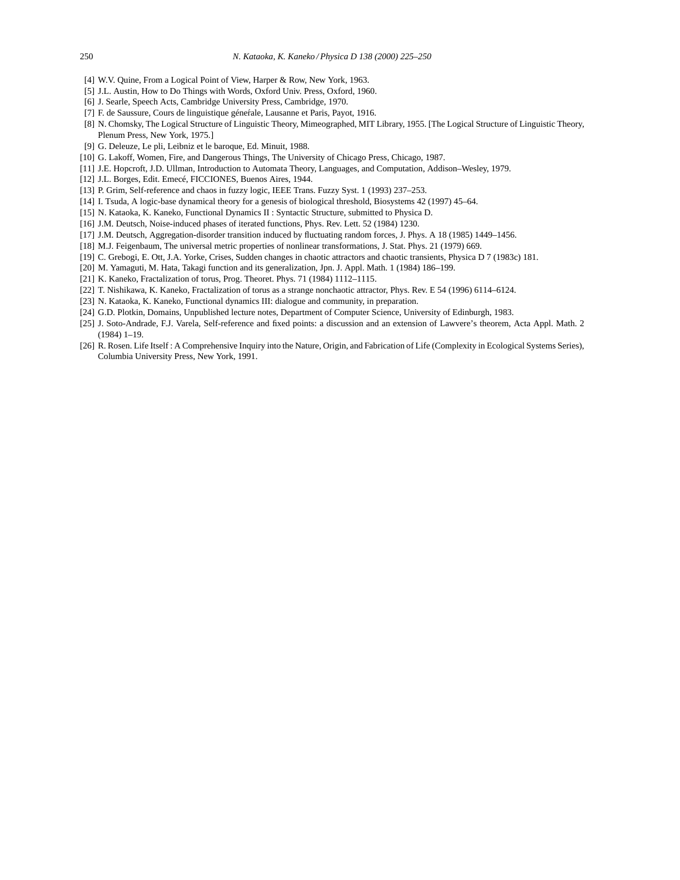[4] W.V. Quine, From a Logical Point of View, Harper & Row, New York, 1963.

[5] J.L. Austin, How to Do Things with Words, Oxford Univ. Press, Oxford, 1960.

[6] J. Searle, Speech Acts, Cambridge University Press, Cambridge, 1970.

[7] F. de Saussure, Cours de linguistique géneŕale, Lausanne et Paris, Payot, 1916.

[8] N. Chomsky, The Logical Structure of Linguistic Theory, Mimeographed, MIT Library, 1955. [The Logical Structure of Linguistic Theory, Plenum Press, New York, 1975.]

[9] G. Deleuze, Le pli, Leibniz et le baroque, Ed. Minuit, 1988.

[10] G. Lakoff, Women, Fire, and Dangerous Things, The University of Chicago Press, Chicago, 1987.

[11] J.E. Hopcroft, J.D. Ullman, Introduction to Automata Theory, Languages, and Computation, Addison–Wesley, 1979.

[12] J.L. Borges, Edit. Emecé, FICCIONES, Buenos Aires, 1944.

[13] P. Grim, Self-reference and chaos in fuzzy logic, IEEE Trans. Fuzzy Syst. 1 (1993) 237–253.

[14] I. Tsuda, A logic-base dynamical theory for a genesis of biological threshold, Biosystems 42 (1997) 45–64.

[15] N. Kataoka, K. Kaneko, Functional Dynamics II : Syntactic Structure, submitted to Physica D.

[16] J.M. Deutsch, Noise-induced phases of iterated functions, Phys. Rev. Lett. 52 (1984) 1230.

[17] J.M. Deutsch, Aggregation-disorder transition induced by fluctuating random forces, J. Phys. A 18 (1985) 1449–1456.

[18] M.J. Feigenbaum, The universal metric properties of nonlinear transformations, J. Stat. Phys. 21 (1979) 669.

[19] C. Grebogi, E. Ott, J.A. Yorke, Crises, Sudden changes in chaotic attractors and chaotic transients, Physica D 7 (1983c) 181.

[20] M. Yamaguti, M. Hata, Takagi function and its generalization, Jpn. J. Appl. Math. 1 (1984) 186–199.

[21] K. Kaneko, Fractalization of torus, Prog. Theoret. Phys. 71 (1984) 1112–1115.

[22] T. Nishikawa, K. Kaneko, Fractalization of torus as a strange nonchaotic attractor, Phys. Rev. E 54 (1996) 6114–6124.

[23] N. Kataoka, K. Kaneko, Functional dynamics III: dialogue and community, in preparation.

[24] G.D. Plotkin, Domains, Unpublished lecture notes, Department of Computer Science, University of Edinburgh, 1983.

[25] J. Soto-Andrade, F.J. Varela, Self-reference and fixed points: a discussion and an extension of Lawvere's theorem, Acta Appl. Math. 2 (1984) 1–19.

[26] R. Rosen. Life Itself : A Comprehensive Inquiry into the Nature, Origin, and Fabrication of Life (Complexity in Ecological Systems Series), Columbia University Press, New York, 1991.